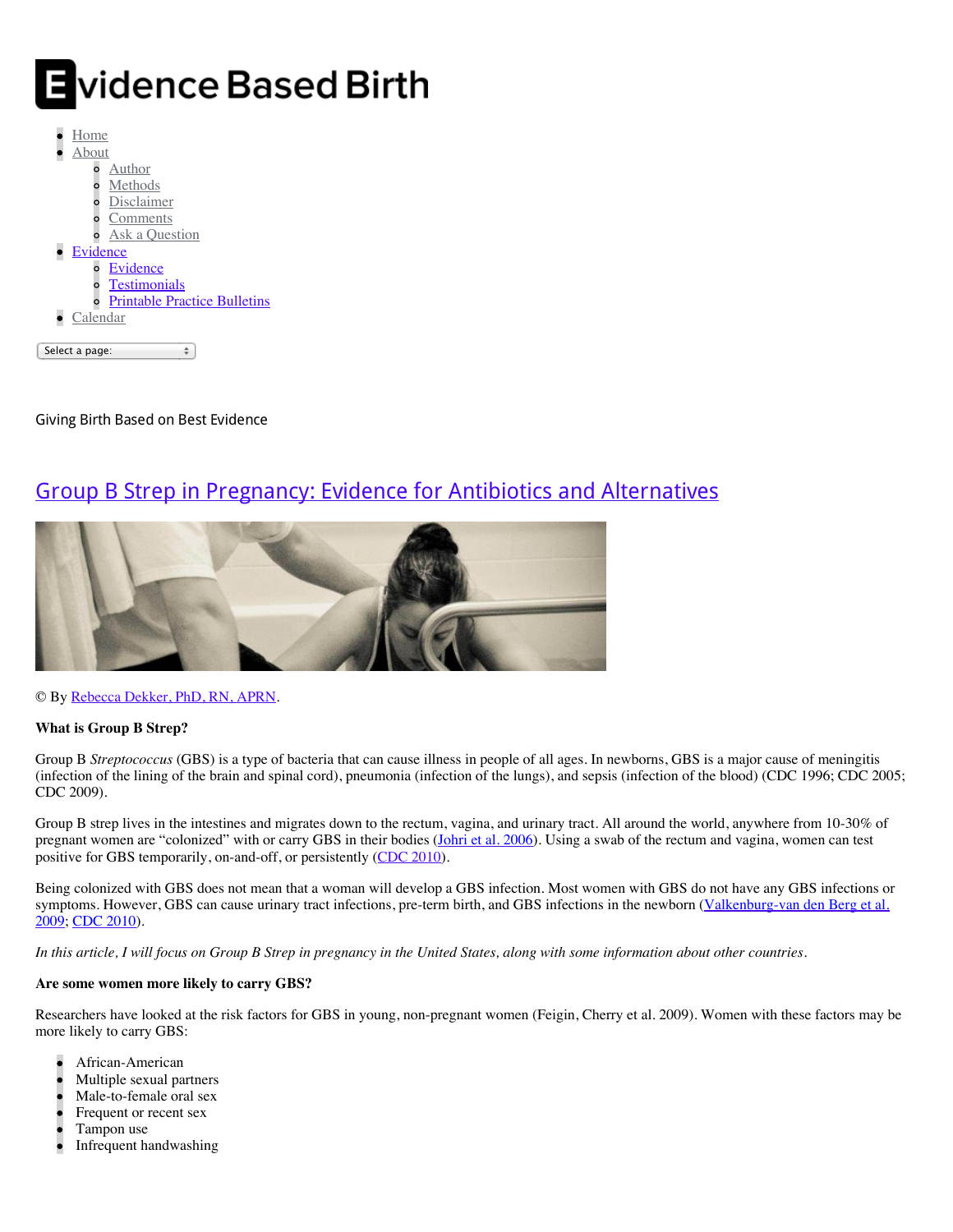# Evidence Based Birth

- Home
- About
  - Author
  - Methods
  - Disclaimer
  - Comments
  - Ask a Question
- Evidence
  - Evidence
  - Testimonials
  - Printable Practice Bulletins
- Calendar

Select a page:

Giving Birth Based on Best Evidence

## Group B Strep in Pregnancy: Evidence for Antibiotics and Alternatives

© By Rebecca Dekker, PhD, RN, APRN.

**What is Group B Strep?**

Group B *Streptococcus* (GBS) is a type of bacteria that can cause illness in people of all ages. In newborns, GBS is a major cause of meningitis (infection of the lining of the brain and spinal cord), pneumonia (infection of the lungs), and sepsis (infection of the blood) (CDC 1996; CDC 2005; CDC 2009).

Group B strep lives in the intestines and migrates down to the rectum, vagina, and urinary tract. All around the world, anywhere from 10-30% of pregnant women are "colonized" with or carry GBS in their bodies (Johri et al. 2006). Using a swab of the rectum and vagina, women can test positive for GBS temporarily, on-and-off, or persistently (CDC 2010).

Being colonized with GBS does not mean that a woman will develop a GBS infection. Most women with GBS do not have any GBS infections or symptoms. However, GBS can cause urinary tract infections, pre-term birth, and GBS infections in the newborn (Valkenburg-van den Berg et al. 2009; CDC 2010).

*In this article, I will focus on Group B Strep in pregnancy in the United States, along with some information about other countries.*

**Are some women more likely to carry GBS?**

Researchers have looked at the risk factors for GBS in young, non-pregnant women (Feigin, Cherry et al. 2009). Women with these factors may be more likely to carry GBS:

- African-American
- Multiple sexual partners
- Male-to-female oral sex
- Frequent or recent sex
- Tampon use
- Infrequent handwashing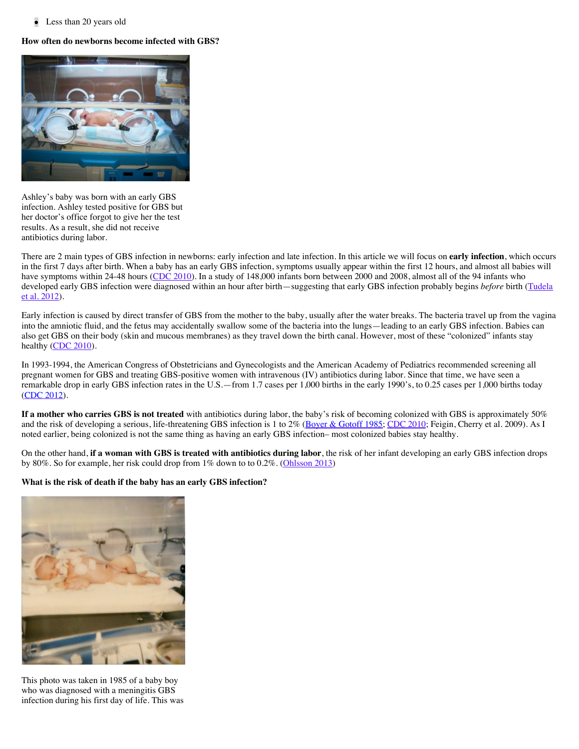- Less than 20 years old

**How often do newborns become infected with GBS?**

Ashley's baby was born with an early GBS infection. Ashley tested positive for GBS but her doctor's office forgot to give her the test results. As a result, she did not receive antibiotics during labor.

There are 2 main types of GBS infection in newborns: early infection and late infection. In this article we will focus on **early infection**, which occurs in the first 7 days after birth. When a baby has an early GBS infection, symptoms usually appear within the first 12 hours, and almost all babies will have symptoms within 24-48 hours (CDC 2010). In a study of 148,000 infants born between 2000 and 2008, almost all of the 94 infants who developed early GBS infection were diagnosed within an hour after birth—suggesting that early GBS infection probably begins *before* birth (Tudela et al. 2012).

Early infection is caused by direct transfer of GBS from the mother to the baby, usually after the water breaks. The bacteria travel up from the vagina into the amniotic fluid, and the fetus may accidentally swallow some of the bacteria into the lungs—leading to an early GBS infection. Babies can also get GBS on their body (skin and mucous membranes) as they travel down the birth canal. However, most of these "colonized" infants stay healthy (CDC 2010).

In 1993-1994, the American Congress of Obstetricians and Gynecologists and the American Academy of Pediatrics recommended screening all pregnant women for GBS and treating GBS-positive women with intravenous (IV) antibiotics during labor. Since that time, we have seen a remarkable drop in early GBS infection rates in the U.S.—from 1.7 cases per 1,000 births in the early 1990's, to 0.25 cases per 1,000 births today (CDC 2012).

**If a mother who carries GBS is not treated** with antibiotics during labor, the baby's risk of becoming colonized with GBS is approximately 50% and the risk of developing a serious, life-threatening GBS infection is 1 to 2% (Boyer & Gotoff 1985; CDC 2010; Feigin, Cherry et al. 2009). As I noted earlier, being colonized is not the same thing as having an early GBS infection– most colonized babies stay healthy.

On the other hand, **if a woman with GBS is treated with antibiotics during labor**, the risk of her infant developing an early GBS infection drops by 80%. So for example, her risk could drop from 1% down to to 0.2%. (Ohlsson 2013)

**What is the risk of death if the baby has an early GBS infection?**

This photo was taken in 1985 of a baby boy who was diagnosed with a meningitis GBS infection during his first day of life. This was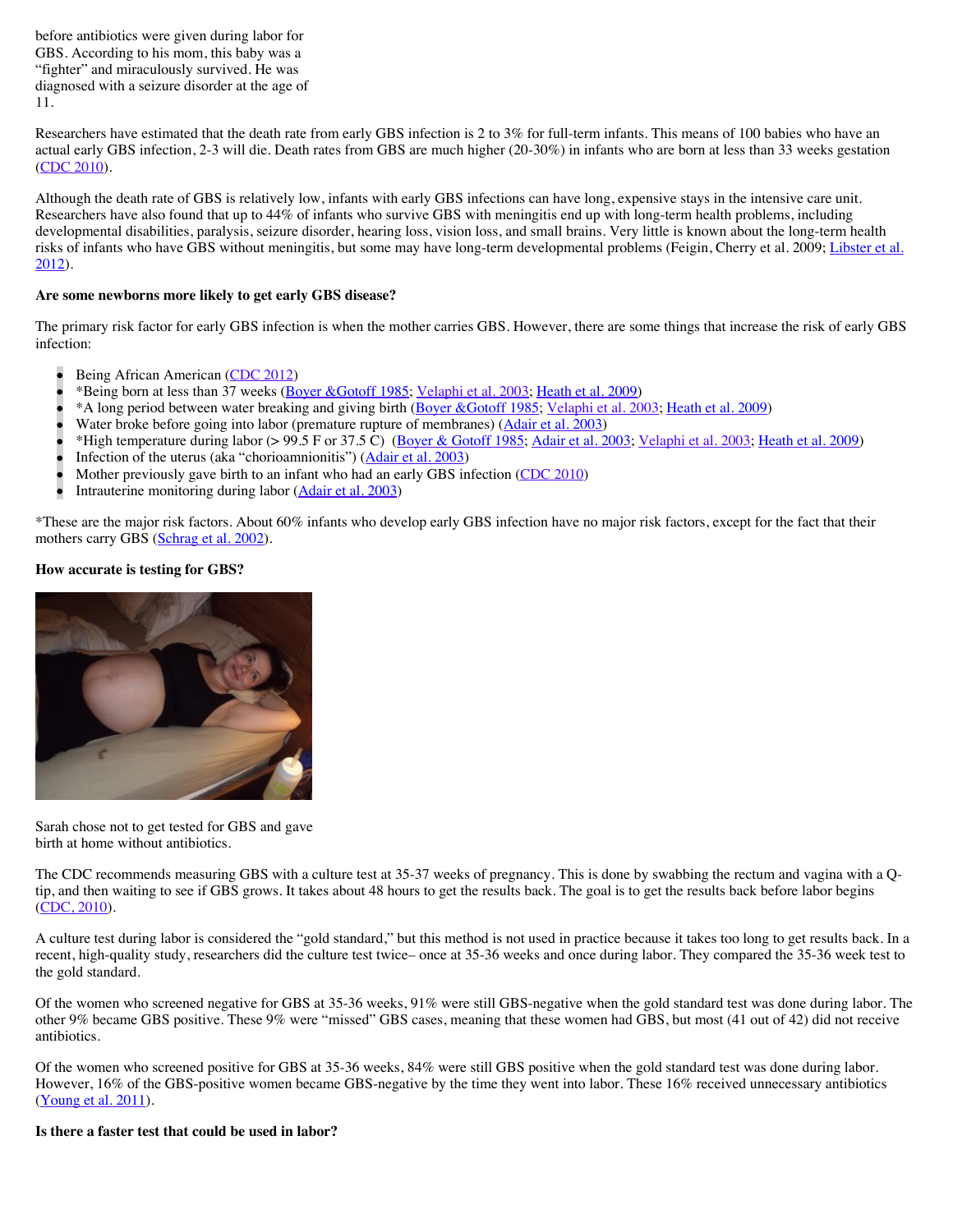before antibiotics were given during labor for GBS. According to his mom, this baby was a "fighter" and miraculously survived. He was diagnosed with a seizure disorder at the age of 11.

Researchers have estimated that the death rate from early GBS infection is 2 to 3% for full-term infants. This means of 100 babies who have an actual early GBS infection, 2-3 will die. Death rates from GBS are much higher (20-30%) in infants who are born at less than 33 weeks gestation (CDC 2010).

Although the death rate of GBS is relatively low, infants with early GBS infections can have long, expensive stays in the intensive care unit. Researchers have also found that up to 44% of infants who survive GBS with meningitis end up with long-term health problems, including developmental disabilities, paralysis, seizure disorder, hearing loss, vision loss, and small brains. Very little is known about the long-term health risks of infants who have GBS without meningitis, but some may have long-term developmental problems (Feigin, Cherry et al. 2009; Libster et al. 2012).

**Are some newborns more likely to get early GBS disease?**

The primary risk factor for early GBS infection is when the mother carries GBS. However, there are some things that increase the risk of early GBS infection:

- Being African American (CDC 2012)
- *Being born at less than 37 weeks (Boyer &Gotoff 1985; Velaphi et al. 2003; Heath et al. 2009)
- *A long period between water breaking and giving birth (Boyer &Gotoff 1985; Velaphi et al. 2003; Heath et al. 2009)
- Water broke before going into labor (premature rupture of membranes) (Adair et al. 2003)
- *High temperature during labor (> 99.5 F or 37.5 C) (Boyer & Gotoff 1985; Adair et al. 2003; Velaphi et al. 2003; Heath et al. 2009)
- Infection of the uterus (aka "chorioamnionitis") (Adair et al. 2003)
- Mother previously gave birth to an infant who had an early GBS infection (CDC 2010)
- Intrauterine monitoring during labor (Adair et al. 2003)

*These are the major risk factors. About 60% infants who develop early GBS infection have no major risk factors, except for the fact that their mothers carry GBS (Schrag et al. 2002).

**How accurate is testing for GBS?**

Sarah chose not to get tested for GBS and gave birth at home without antibiotics.

The CDC recommends measuring GBS with a culture test at 35-37 weeks of pregnancy. This is done by swabbing the rectum and vagina with a Q-tip, and then waiting to see if GBS grows. It takes about 48 hours to get the results back. The goal is to get the results back before labor begins (CDC, 2010).

A culture test during labor is considered the "gold standard," but this method is not used in practice because it takes too long to get results back. In a recent, high-quality study, researchers did the culture test twice– once at 35-36 weeks and once during labor. They compared the 35-36 week test to the gold standard.

Of the women who screened negative for GBS at 35-36 weeks, 91% were still GBS-negative when the gold standard test was done during labor. The other 9% became GBS positive. These 9% were "missed" GBS cases, meaning that these women had GBS, but most (41 out of 42) did not receive antibiotics.

Of the women who screened positive for GBS at 35-36 weeks, 84% were still GBS positive when the gold standard test was done during labor. However, 16% of the GBS-positive women became GBS-negative by the time they went into labor. These 16% received unnecessary antibiotics (Young et al. 2011).

**Is there a faster test that could be used in labor?**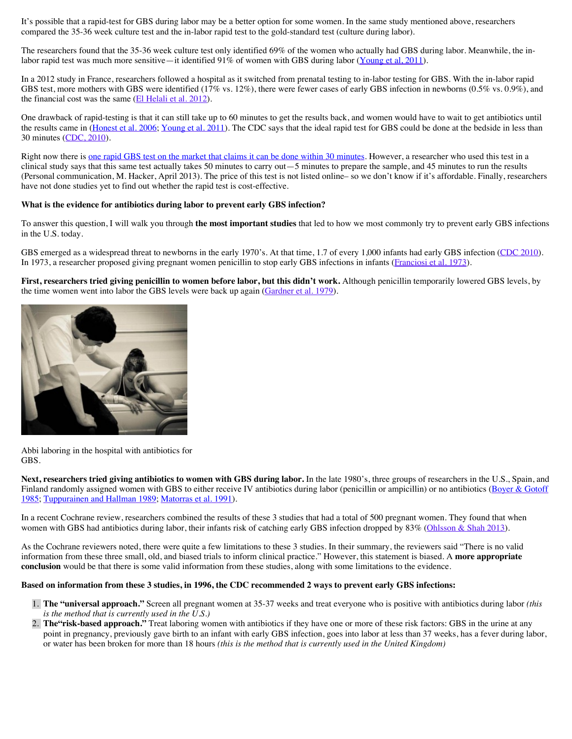It's possible that a rapid-test for GBS during labor may be a better option for some women. In the same study mentioned above, researchers compared the 35-36 week culture test and the in-labor rapid test to the gold-standard test (culture during labor).

The researchers found that the 35-36 week culture test only identified 69% of the women who actually had GBS during labor. Meanwhile, the in-labor rapid test was much more sensitive—it identified 91% of women with GBS during labor (Young et al, 2011).

In a 2012 study in France, researchers followed a hospital as it switched from prenatal testing to in-labor testing for GBS. With the in-labor rapid GBS test, more mothers with GBS were identified (17% vs. 12%), there were fewer cases of early GBS infection in newborns (0.5% vs. 0.9%), and the financial cost was the same (El Helali et al. 2012).

One drawback of rapid-testing is that it can still take up to 60 minutes to get the results back, and women would have to wait to get antibiotics until the results came in (Honest et al. 2006; Young et al. 2011). The CDC says that the ideal rapid test for GBS could be done at the bedside in less than 30 minutes (CDC, 2010).

Right now there is one rapid GBS test on the market that claims it can be done within 30 minutes. However, a researcher who used this test in a clinical study says that this same test actually takes 50 minutes to carry out—5 minutes to prepare the sample, and 45 minutes to run the results (Personal communication, M. Hacker, April 2013). The price of this test is not listed online– so we don't know if it's affordable. Finally, researchers have not done studies yet to find out whether the rapid test is cost-effective.

**What is the evidence for antibiotics during labor to prevent early GBS infection?**

To answer this question, I will walk you through **the most important studies** that led to how we most commonly try to prevent early GBS infections in the U.S. today.

GBS emerged as a widespread threat to newborns in the early 1970's. At that time, 1.7 of every 1,000 infants had early GBS infection (CDC 2010). In 1973, a researcher proposed giving pregnant women penicillin to stop early GBS infections in infants (Franciosi et al. 1973).

**First, researchers tried giving penicillin to women before labor, but this didn't work.** Although penicillin temporarily lowered GBS levels, by the time women went into labor the GBS levels were back up again (Gardner et al. 1979).

Abbi laboring in the hospital with antibiotics for GBS.

**Next, researchers tried giving antibiotics to women with GBS during labor.** In the late 1980's, three groups of researchers in the U.S., Spain, and Finland randomly assigned women with GBS to either receive IV antibiotics during labor (penicillin or ampicillin) or no antibiotics (Boyer & Gotoff 1985; Tuppurainen and Hallman 1989; Matorras et al. 1991).

In a recent Cochrane review, researchers combined the results of these 3 studies that had a total of 500 pregnant women. They found that when women with GBS had antibiotics during labor, their infants risk of catching early GBS infection dropped by 83% (Ohlsson & Shah 2013).

As the Cochrane reviewers noted, there were quite a few limitations to these 3 studies. In their summary, the reviewers said "There is no valid information from these three small, old, and biased trials to inform clinical practice." However, this statement is biased. A **more appropriate conclusion** would be that there is some valid information from these studies, along with some limitations to the evidence.

**Based on information from these 3 studies, in 1996, the CDC recommended 2 ways to prevent early GBS infections:**

1. **The "universal approach."** Screen all pregnant women at 35-37 weeks and treat everyone who is positive with antibiotics during labor *(this is the method that is currently used in the U.S.)*
2. **The"risk-based approach."** Treat laboring women with antibiotics if they have one or more of these risk factors: GBS in the urine at any point in pregnancy, previously gave birth to an infant with early GBS infection, goes into labor at less than 37 weeks, has a fever during labor, or water has been broken for more than 18 hours *(this is the method that is currently used in the United Kingdom)*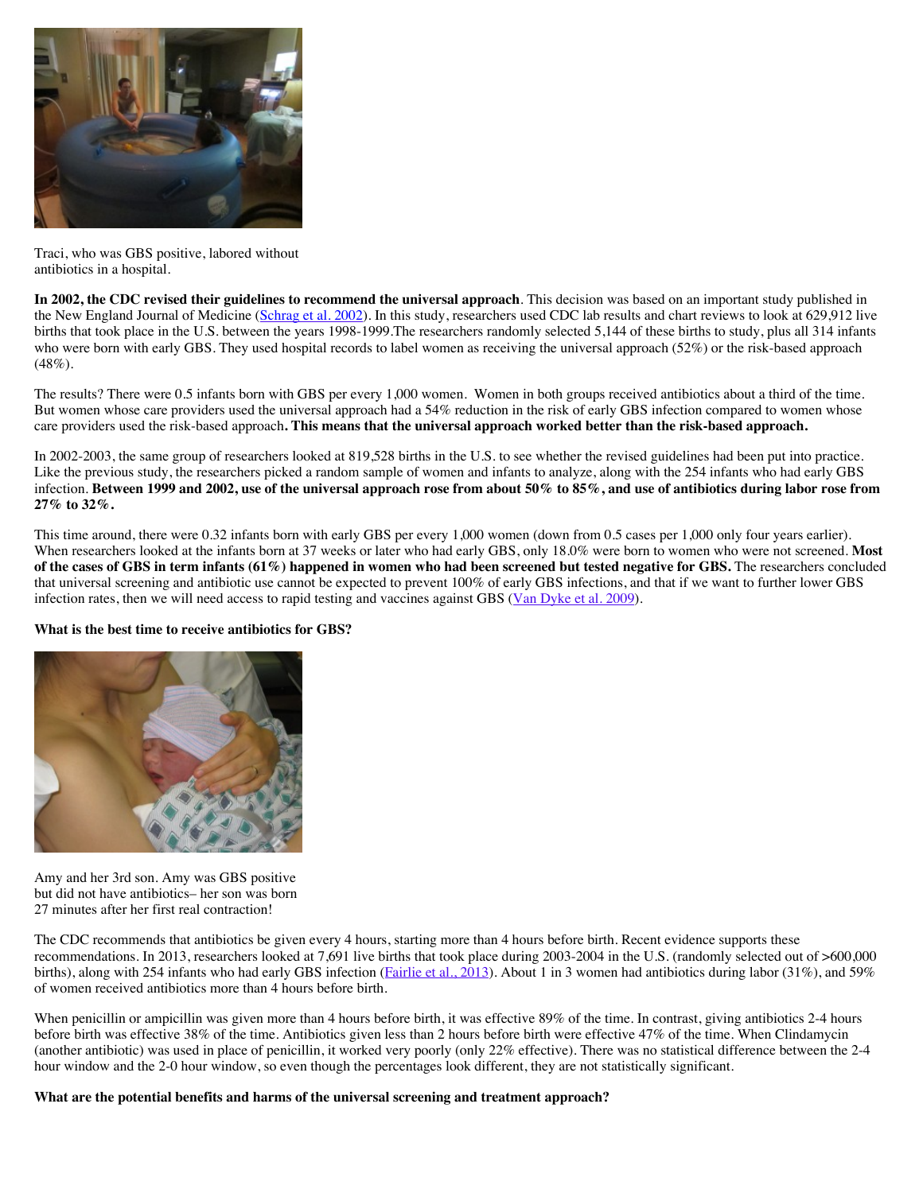Traci, who was GBS positive, labored without antibiotics in a hospital.

**In 2002, the CDC revised their guidelines to recommend the universal approach**. This decision was based on an important study published in the New England Journal of Medicine (Schrag et al. 2002). In this study, researchers used CDC lab results and chart reviews to look at 629,912 live births that took place in the U.S. between the years 1998-1999.The researchers randomly selected 5,144 of these births to study, plus all 314 infants who were born with early GBS. They used hospital records to label women as receiving the universal approach (52%) or the risk-based approach (48%).

The results? There were 0.5 infants born with GBS per every 1,000 women. Women in both groups received antibiotics about a third of the time. But women whose care providers used the universal approach had a 54% reduction in the risk of early GBS infection compared to women whose care providers used the risk-based approach**. This means that the universal approach worked better than the risk-based approach.**

In 2002-2003, the same group of researchers looked at 819,528 births in the U.S. to see whether the revised guidelines had been put into practice. Like the previous study, the researchers picked a random sample of women and infants to analyze, along with the 254 infants who had early GBS infection. **Between 1999 and 2002, use of the universal approach rose from about 50% to 85%, and use of antibiotics during labor rose from 27% to 32%.**

This time around, there were 0.32 infants born with early GBS per every 1,000 women (down from 0.5 cases per 1,000 only four years earlier). When researchers looked at the infants born at 37 weeks or later who had early GBS, only 18.0% were born to women who were not screened. **Most of the cases of GBS in term infants (61%) happened in women who had been screened but tested negative for GBS.** The researchers concluded that universal screening and antibiotic use cannot be expected to prevent 100% of early GBS infections, and that if we want to further lower GBS infection rates, then we will need access to rapid testing and vaccines against GBS (Van Dyke et al. 2009).

**What is the best time to receive antibiotics for GBS?**

Amy and her 3rd son. Amy was GBS positive but did not have antibiotics– her son was born 27 minutes after her first real contraction!

The CDC recommends that antibiotics be given every 4 hours, starting more than 4 hours before birth. Recent evidence supports these recommendations. In 2013, researchers looked at 7,691 live births that took place during 2003-2004 in the U.S. (randomly selected out of >600,000 births), along with 254 infants who had early GBS infection (Fairlie et al., 2013). About 1 in 3 women had antibiotics during labor (31%), and 59% of women received antibiotics more than 4 hours before birth.

When penicillin or ampicillin was given more than 4 hours before birth, it was effective 89% of the time. In contrast, giving antibiotics 2-4 hours before birth was effective 38% of the time. Antibiotics given less than 2 hours before birth were effective 47% of the time. When Clindamycin (another antibiotic) was used in place of penicillin, it worked very poorly (only 22% effective). There was no statistical difference between the 2-4 hour window and the 2-0 hour window, so even though the percentages look different, they are not statistically significant.

**What are the potential benefits and harms of the universal screening and treatment approach?**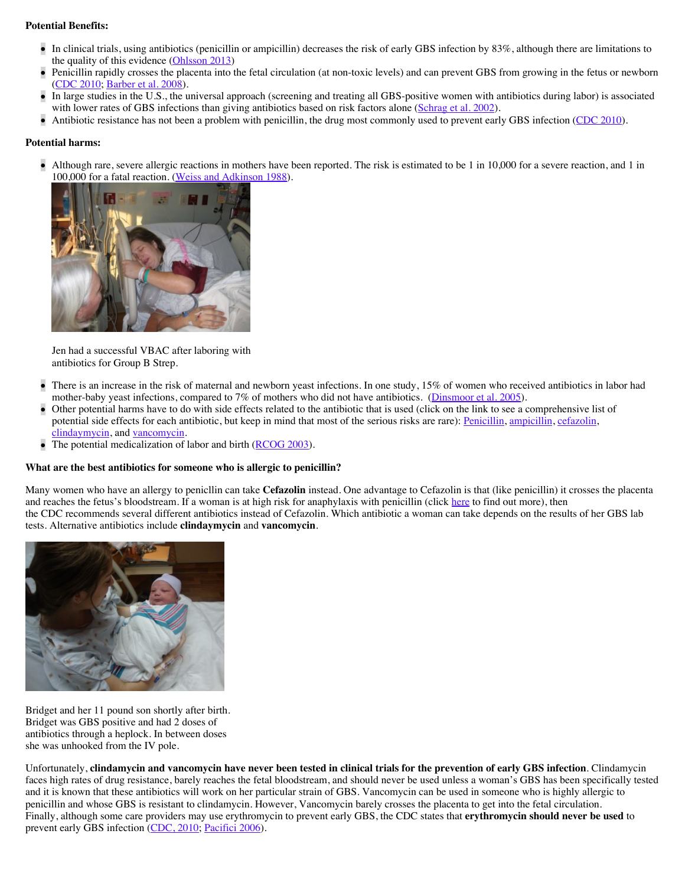**Potential Benefits:**

- In clinical trials, using antibiotics (penicillin or ampicillin) decreases the risk of early GBS infection by 83%, although there are limitations to the quality of this evidence (Ohlsson 2013)
- Penicillin rapidly crosses the placenta into the fetal circulation (at non-toxic levels) and can prevent GBS from growing in the fetus or newborn (CDC 2010; Barber et al. 2008).
- In large studies in the U.S., the universal approach (screening and treating all GBS-positive women with antibiotics during labor) is associated with lower rates of GBS infections than giving antibiotics based on risk factors alone (Schrag et al. 2002).
- Antibiotic resistance has not been a problem with penicillin, the drug most commonly used to prevent early GBS infection (CDC 2010).

**Potential harms:**

- Although rare, severe allergic reactions in mothers have been reported. The risk is estimated to be 1 in 10,000 for a severe reaction, and 1 in 100,000 for a fatal reaction. (Weiss and Adkinson 1988).

  Jen had a successful VBAC after laboring with antibiotics for Group B Strep.

- There is an increase in the risk of maternal and newborn yeast infections. In one study, 15% of women who received antibiotics in labor had mother-baby yeast infections, compared to 7% of mothers who did not have antibiotics. (Dinsmoor et al. 2005).
- Other potential harms have to do with side effects related to the antibiotic that is used (click on the link to see a comprehensive list of potential side effects for each antibiotic, but keep in mind that most of the serious risks are rare): Penicillin, ampicillin, cefazolin, clindaymycin, and vancomycin.
- The potential medicalization of labor and birth (RCOG 2003).

**What are the best antibiotics for someone who is allergic to penicillin?**

Many women who have an allergy to penicllin can take **Cefazolin** instead. One advantage to Cefazolin is that (like penicillin) it crosses the placenta and reaches the fetus's bloodstream. If a woman is at high risk for anaphylaxis with penicillin (click here to find out more), then the CDC recommends several different antibiotics instead of Cefazolin. Which antibiotic a woman can take depends on the results of her GBS lab tests. Alternative antibiotics include **clindaymycin** and **vancomycin**.

Bridget and her 11 pound son shortly after birth. Bridget was GBS positive and had 2 doses of antibiotics through a heplock. In between doses she was unhooked from the IV pole.

Unfortunately, **clindamycin and vancomycin have never been tested in clinical trials for the prevention of early GBS infection**. Clindamycin faces high rates of drug resistance, barely reaches the fetal bloodstream, and should never be used unless a woman's GBS has been specifically tested and it is known that these antibiotics will work on her particular strain of GBS. Vancomycin can be used in someone who is highly allergic to penicillin and whose GBS is resistant to clindamycin. However, Vancomycin barely crosses the placenta to get into the fetal circulation. Finally, although some care providers may use erythromycin to prevent early GBS, the CDC states that **erythromycin should never be used** to prevent early GBS infection (CDC, 2010; Pacifici 2006).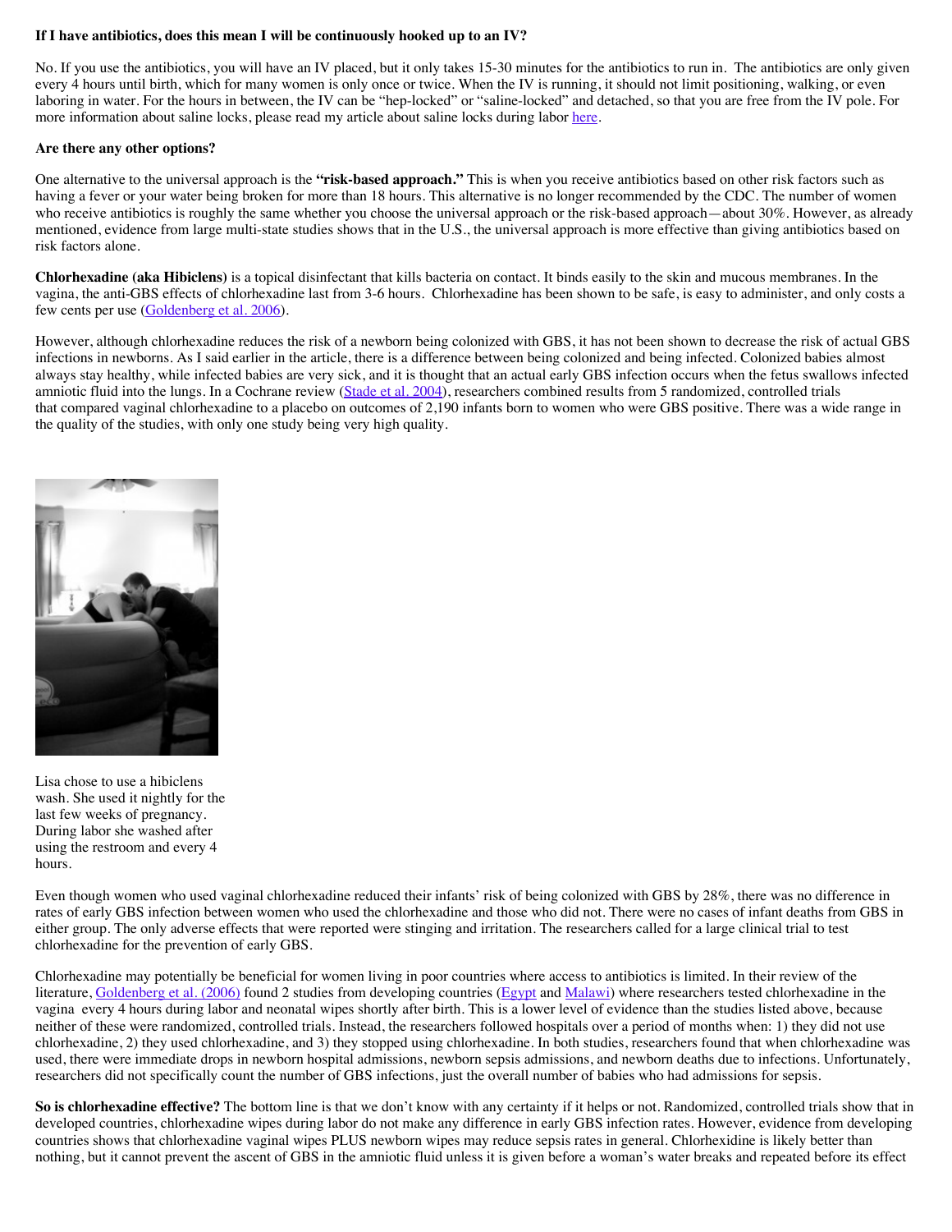**If I have antibiotics, does this mean I will be continuously hooked up to an IV?**

No. If you use the antibiotics, you will have an IV placed, but it only takes 15-30 minutes for the antibiotics to run in. The antibiotics are only given every 4 hours until birth, which for many women is only once or twice. When the IV is running, it should not limit positioning, walking, or even laboring in water. For the hours in between, the IV can be "hep-locked" or "saline-locked" and detached, so that you are free from the IV pole. For more information about saline locks, please read my article about saline locks during labor here.

**Are there any other options?**

One alternative to the universal approach is the **"risk-based approach."** This is when you receive antibiotics based on other risk factors such as having a fever or your water being broken for more than 18 hours. This alternative is no longer recommended by the CDC. The number of women who receive antibiotics is roughly the same whether you choose the universal approach or the risk-based approach—about 30%. However, as already mentioned, evidence from large multi-state studies shows that in the U.S., the universal approach is more effective than giving antibiotics based on risk factors alone.

**Chlorhexadine (aka Hibiclens)** is a topical disinfectant that kills bacteria on contact. It binds easily to the skin and mucous membranes. In the vagina, the anti-GBS effects of chlorhexadine last from 3-6 hours. Chlorhexadine has been shown to be safe, is easy to administer, and only costs a few cents per use (Goldenberg et al. 2006).

However, although chlorhexadine reduces the risk of a newborn being colonized with GBS, it has not been shown to decrease the risk of actual GBS infections in newborns. As I said earlier in the article, there is a difference between being colonized and being infected. Colonized babies almost always stay healthy, while infected babies are very sick, and it is thought that an actual early GBS infection occurs when the fetus swallows infected amniotic fluid into the lungs. In a Cochrane review (Stade et al. 2004), researchers combined results from 5 randomized, controlled trials that compared vaginal chlorhexadine to a placebo on outcomes of 2,190 infants born to women who were GBS positive. There was a wide range in the quality of the studies, with only one study being very high quality.

Lisa chose to use a hibiclens wash. She used it nightly for the last few weeks of pregnancy. During labor she washed after using the restroom and every 4 hours.

Even though women who used vaginal chlorhexadine reduced their infants' risk of being colonized with GBS by 28%, there was no difference in rates of early GBS infection between women who used the chlorhexadine and those who did not. There were no cases of infant deaths from GBS in either group. The only adverse effects that were reported were stinging and irritation. The researchers called for a large clinical trial to test chlorhexadine for the prevention of early GBS.

Chlorhexadine may potentially be beneficial for women living in poor countries where access to antibiotics is limited. In their review of the literature, Goldenberg et al. (2006) found 2 studies from developing countries (Egypt and Malawi) where researchers tested chlorhexadine in the vagina every 4 hours during labor and neonatal wipes shortly after birth. This is a lower level of evidence than the studies listed above, because neither of these were randomized, controlled trials. Instead, the researchers followed hospitals over a period of months when: 1) they did not use chlorhexadine, 2) they used chlorhexadine, and 3) they stopped using chlorhexadine. In both studies, researchers found that when chlorhexadine was used, there were immediate drops in newborn hospital admissions, newborn sepsis admissions, and newborn deaths due to infections. Unfortunately, researchers did not specifically count the number of GBS infections, just the overall number of babies who had admissions for sepsis.

**So is chlorhexadine effective?** The bottom line is that we don't know with any certainty if it helps or not. Randomized, controlled trials show that in developed countries, chlorhexadine wipes during labor do not make any difference in early GBS infection rates. However, evidence from developing countries shows that chlorhexadine vaginal wipes PLUS newborn wipes may reduce sepsis rates in general. Chlorhexidine is likely better than nothing, but it cannot prevent the ascent of GBS in the amniotic fluid unless it is given before a woman's water breaks and repeated before its effect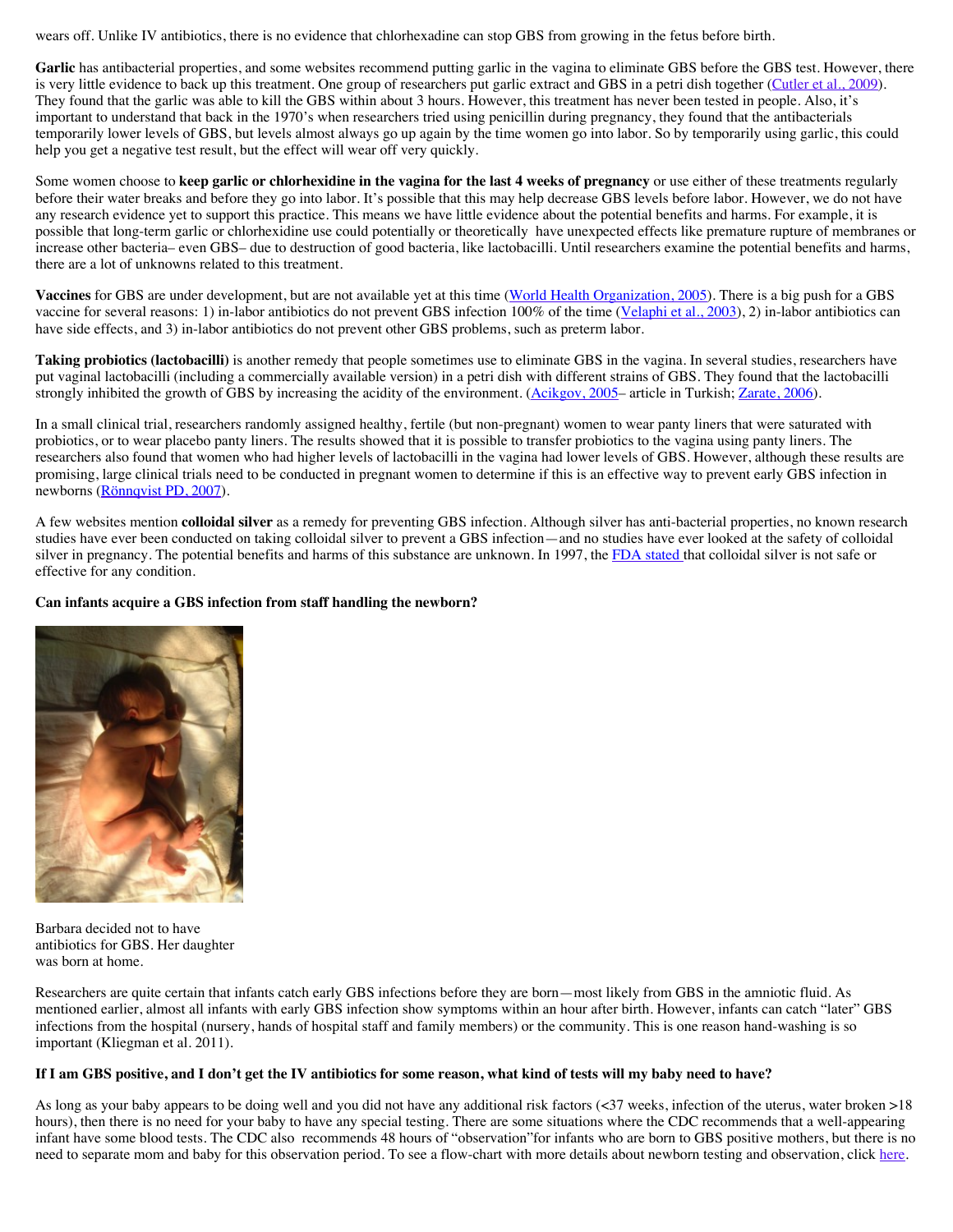wears off. Unlike IV antibiotics, there is no evidence that chlorhexadine can stop GBS from growing in the fetus before birth.

**Garlic** has antibacterial properties, and some websites recommend putting garlic in the vagina to eliminate GBS before the GBS test. However, there is very little evidence to back up this treatment. One group of researchers put garlic extract and GBS in a petri dish together (Cutler et al., 2009). They found that the garlic was able to kill the GBS within about 3 hours. However, this treatment has never been tested in people. Also, it's important to understand that back in the 1970's when researchers tried using penicillin during pregnancy, they found that the antibacterials temporarily lower levels of GBS, but levels almost always go up again by the time women go into labor. So by temporarily using garlic, this could help you get a negative test result, but the effect will wear off very quickly.

Some women choose to **keep garlic or chlorhexidine in the vagina for the last 4 weeks of pregnancy** or use either of these treatments regularly before their water breaks and before they go into labor. It's possible that this may help decrease GBS levels before labor. However, we do not have any research evidence yet to support this practice. This means we have little evidence about the potential benefits and harms. For example, it is possible that long-term garlic or chlorhexidine use could potentially or theoretically have unexpected effects like premature rupture of membranes or increase other bacteria– even GBS– due to destruction of good bacteria, like lactobacilli. Until researchers examine the potential benefits and harms, there are a lot of unknowns related to this treatment.

**Vaccines** for GBS are under development, but are not available yet at this time (World Health Organization, 2005). There is a big push for a GBS vaccine for several reasons: 1) in-labor antibiotics do not prevent GBS infection 100% of the time (Velaphi et al., 2003), 2) in-labor antibiotics can have side effects, and 3) in-labor antibiotics do not prevent other GBS problems, such as preterm labor.

**Taking probiotics (lactobacilli)** is another remedy that people sometimes use to eliminate GBS in the vagina. In several studies, researchers have put vaginal lactobacilli (including a commercially available version) in a petri dish with different strains of GBS. They found that the lactobacilli strongly inhibited the growth of GBS by increasing the acidity of the environment. (Acikgov, 2005– article in Turkish; Zarate, 2006).

In a small clinical trial, researchers randomly assigned healthy, fertile (but non-pregnant) women to wear panty liners that were saturated with probiotics, or to wear placebo panty liners. The results showed that it is possible to transfer probiotics to the vagina using panty liners. The researchers also found that women who had higher levels of lactobacilli in the vagina had lower levels of GBS. However, although these results are promising, large clinical trials need to be conducted in pregnant women to determine if this is an effective way to prevent early GBS infection in newborns (Rönnqvist PD, 2007).

A few websites mention **colloidal silver** as a remedy for preventing GBS infection. Although silver has anti-bacterial properties, no known research studies have ever been conducted on taking colloidal silver to prevent a GBS infection—and no studies have ever looked at the safety of colloidal silver in pregnancy. The potential benefits and harms of this substance are unknown. In 1997, the FDA stated that colloidal silver is not safe or effective for any condition.

**Can infants acquire a GBS infection from staff handling the newborn?**

Barbara decided not to have antibiotics for GBS. Her daughter was born at home.

Researchers are quite certain that infants catch early GBS infections before they are born—most likely from GBS in the amniotic fluid. As mentioned earlier, almost all infants with early GBS infection show symptoms within an hour after birth. However, infants can catch "later" GBS infections from the hospital (nursery, hands of hospital staff and family members) or the community. This is one reason hand-washing is so important (Kliegman et al. 2011).

**If I am GBS positive, and I don't get the IV antibiotics for some reason, what kind of tests will my baby need to have?**

As long as your baby appears to be doing well and you did not have any additional risk factors (<37 weeks, infection of the uterus, water broken >18 hours), then there is no need for your baby to have any special testing. There are some situations where the CDC recommends that a well-appearing infant have some blood tests. The CDC also recommends 48 hours of "observation"for infants who are born to GBS positive mothers, but there is no need to separate mom and baby for this observation period. To see a flow-chart with more details about newborn testing and observation, click here.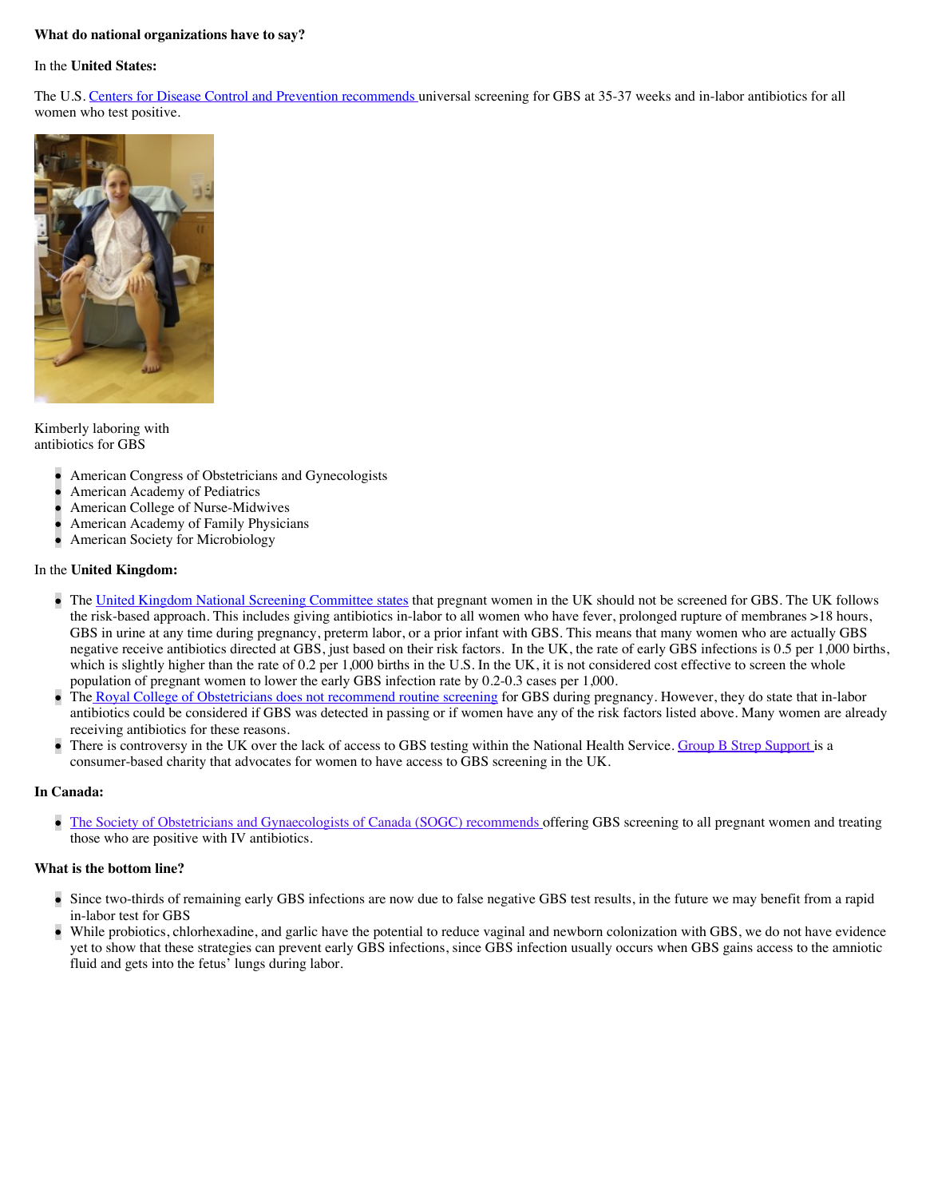**What do national organizations have to say?**

In the **United States:**

The U.S. Centers for Disease Control and Prevention recommends universal screening for GBS at 35-37 weeks and in-labor antibiotics for all women who test positive.

Kimberly laboring with antibiotics for GBS

- American Congress of Obstetricians and Gynecologists
- American Academy of Pediatrics
- American College of Nurse-Midwives
- American Academy of Family Physicians
- American Society for Microbiology

In the **United Kingdom:**

- The United Kingdom National Screening Committee states that pregnant women in the UK should not be screened for GBS. The UK follows the risk-based approach. This includes giving antibiotics in-labor to all women who have fever, prolonged rupture of membranes >18 hours, GBS in urine at any time during pregnancy, preterm labor, or a prior infant with GBS. This means that many women who are actually GBS negative receive antibiotics directed at GBS, just based on their risk factors. In the UK, the rate of early GBS infections is 0.5 per 1,000 births, which is slightly higher than the rate of 0.2 per 1,000 births in the U.S. In the UK, it is not considered cost effective to screen the whole population of pregnant women to lower the early GBS infection rate by 0.2-0.3 cases per 1,000.
- The Royal College of Obstetricians does not recommend routine screening for GBS during pregnancy. However, they do state that in-labor antibiotics could be considered if GBS was detected in passing or if women have any of the risk factors listed above. Many women are already receiving antibiotics for these reasons.
- There is controversy in the UK over the lack of access to GBS testing within the National Health Service. Group B Strep Support is a consumer-based charity that advocates for women to have access to GBS screening in the UK.

**In Canada:**

- The Society of Obstetricians and Gynaecologists of Canada (SOGC) recommends offering GBS screening to all pregnant women and treating those who are positive with IV antibiotics.

**What is the bottom line?**

- Since two-thirds of remaining early GBS infections are now due to false negative GBS test results, in the future we may benefit from a rapid in-labor test for GBS
- While probiotics, chlorhexadine, and garlic have the potential to reduce vaginal and newborn colonization with GBS, we do not have evidence yet to show that these strategies can prevent early GBS infections, since GBS infection usually occurs when GBS gains access to the amniotic fluid and gets into the fetus' lungs during labor.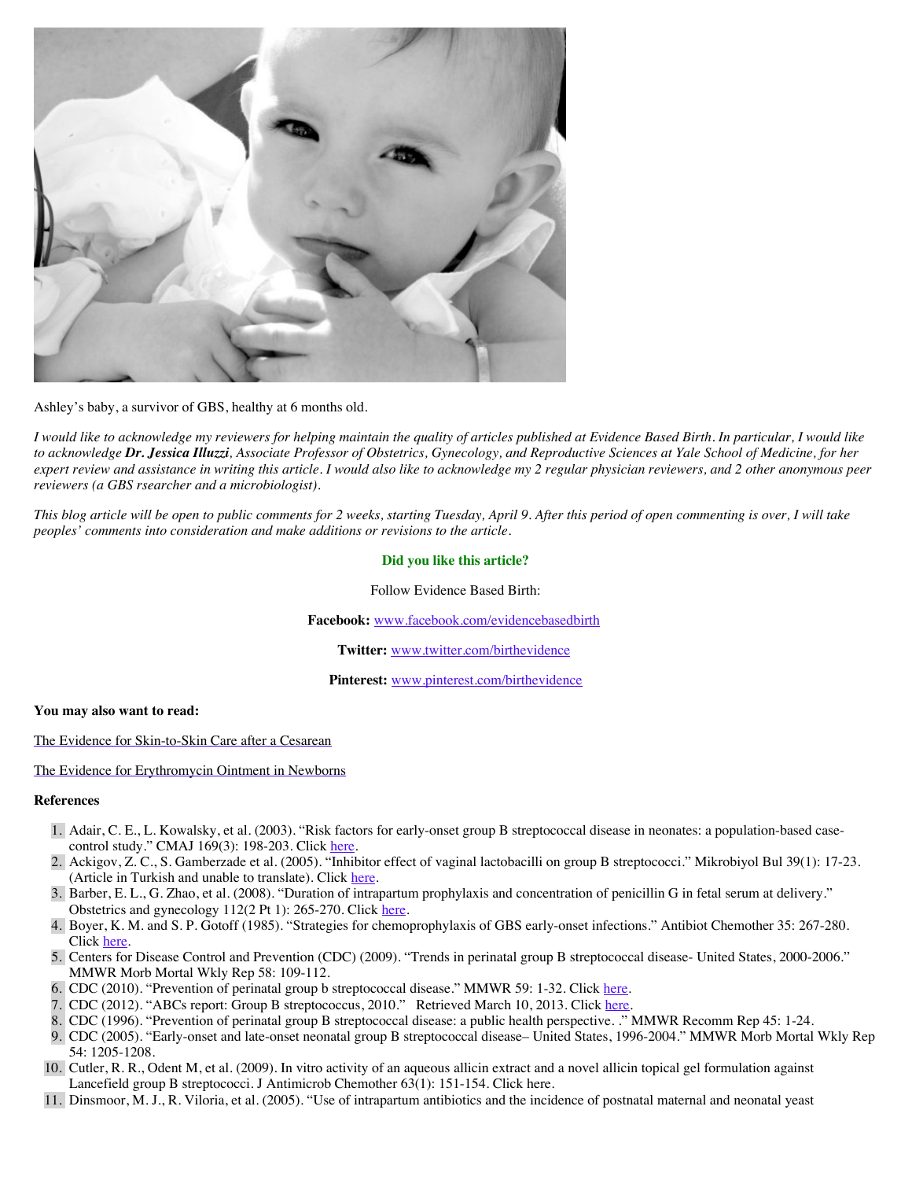Ashley's baby, a survivor of GBS, healthy at 6 months old.

*I would like to acknowledge my reviewers for helping maintain the quality of articles published at Evidence Based Birth. In particular, I would like to acknowledge* ***Dr. Jessica Illuzzi****, Associate Professor of Obstetrics, Gynecology, and Reproductive Sciences at Yale School of Medicine, for her expert review and assistance in writing this article. I would also like to acknowledge my 2 regular physician reviewers, and 2 other anonymous peer reviewers (a GBS rsearcher and a microbiologist).*

*This blog article will be open to public comments for 2 weeks, starting Tuesday, April 9. After this period of open commenting is over, I will take peoples' comments into consideration and make additions or revisions to the article.*

**Did you like this article?**

Follow Evidence Based Birth:

**Facebook:** www.facebook.com/evidencebasedbirth

**Twitter:** www.twitter.com/birthevidence

**Pinterest:** www.pinterest.com/birthevidence

**You may also want to read:**

The Evidence for Skin-to-Skin Care after a Cesarean

The Evidence for Erythromycin Ointment in Newborns

**References**

1. Adair, C. E., L. Kowalsky, et al. (2003). "Risk factors for early-onset group B streptococcal disease in neonates: a population-based case-control study." CMAJ 169(3): 198-203. Click here.
2. Ackigov, Z. C., S. Gamberzade et al. (2005). "Inhibitor effect of vaginal lactobacilli on group B streptococci." Mikrobiyol Bul 39(1): 17-23. (Article in Turkish and unable to translate). Click here.
3. Barber, E. L., G. Zhao, et al. (2008). "Duration of intrapartum prophylaxis and concentration of penicillin G in fetal serum at delivery." Obstetrics and gynecology 112(2 Pt 1): 265-270. Click here.
4. Boyer, K. M. and S. P. Gotoff (1985). "Strategies for chemoprophylaxis of GBS early-onset infections." Antibiot Chemother 35: 267-280. Click here.
5. Centers for Disease Control and Prevention (CDC) (2009). "Trends in perinatal group B streptococcal disease- United States, 2000-2006." MMWR Morb Mortal Wkly Rep 58: 109-112.
6. CDC (2010). "Prevention of perinatal group b streptococcal disease." MMWR 59: 1-32. Click here.
7. CDC (2012). "ABCs report: Group B streptococcus, 2010." Retrieved March 10, 2013. Click here.
8. CDC (1996). "Prevention of perinatal group B streptococcal disease: a public health perspective. ." MMWR Recomm Rep 45: 1-24.
9. CDC (2005). "Early-onset and late-onset neonatal group B streptococcal disease– United States, 1996-2004." MMWR Morb Mortal Wkly Rep 54: 1205-1208.
10. Cutler, R. R., Odent M, et al. (2009). In vitro activity of an aqueous allicin extract and a novel allicin topical gel formulation against Lancefield group B streptococci. J Antimicrob Chemother 63(1): 151-154. Click here.
11. Dinsmoor, M. J., R. Viloria, et al. (2005). "Use of intrapartum antibiotics and the incidence of postnatal maternal and neonatal yeast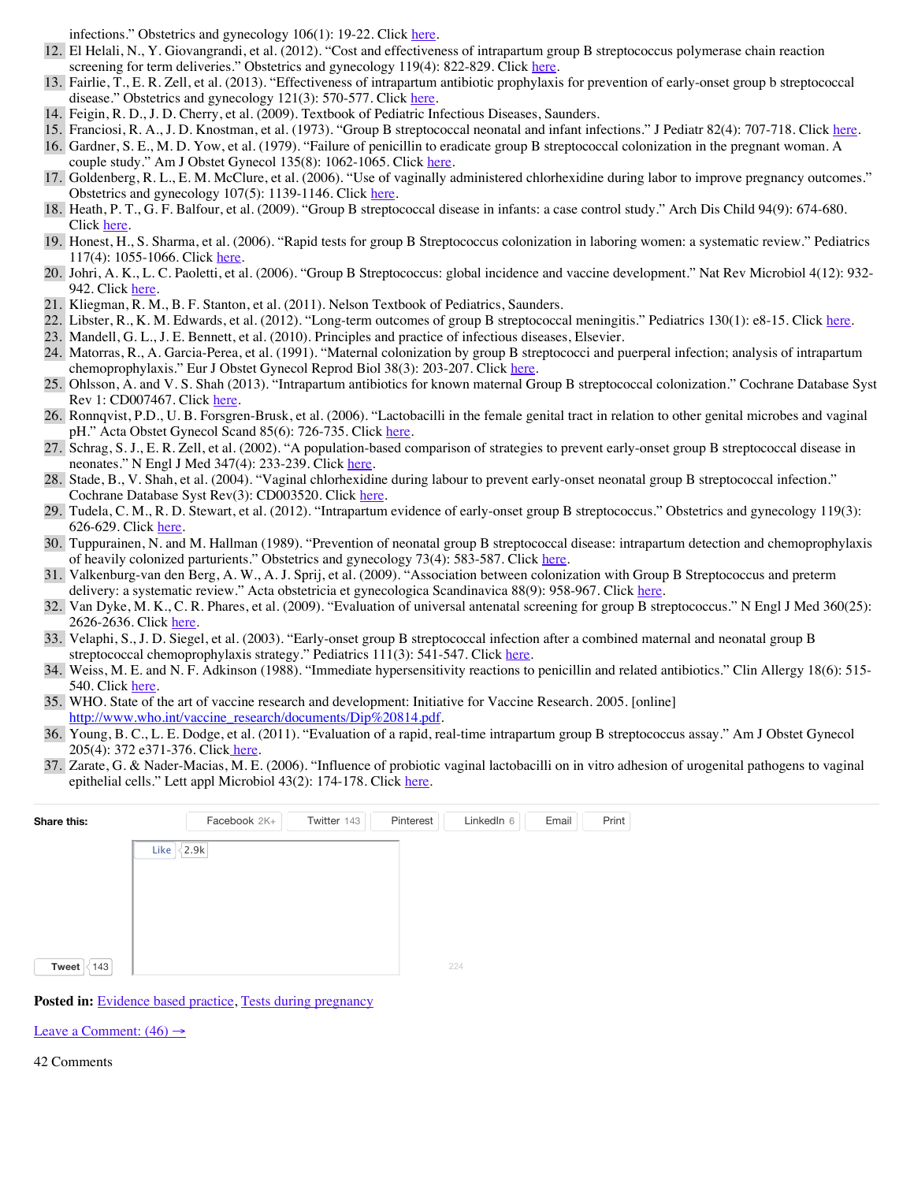infections." Obstetrics and gynecology 106(1): 19-22. Click here.

12. El Helali, N., Y. Giovangrandi, et al. (2012). "Cost and effectiveness of intrapartum group B streptococcus polymerase chain reaction screening for term deliveries." Obstetrics and gynecology 119(4): 822-829. Click here.
13. Fairlie, T., E. R. Zell, et al. (2013). "Effectiveness of intrapartum antibiotic prophylaxis for prevention of early-onset group b streptococcal disease." Obstetrics and gynecology 121(3): 570-577. Click here.
14. Feigin, R. D., J. D. Cherry, et al. (2009). Textbook of Pediatric Infectious Diseases, Saunders.
15. Franciosi, R. A., J. D. Knostman, et al. (1973). "Group B streptococcal neonatal and infant infections." J Pediatr 82(4): 707-718. Click here.
16. Gardner, S. E., M. D. Yow, et al. (1979). "Failure of penicillin to eradicate group B streptococcal colonization in the pregnant woman. A couple study." Am J Obstet Gynecol 135(8): 1062-1065. Click here.
17. Goldenberg, R. L., E. M. McClure, et al. (2006). "Use of vaginally administered chlorhexidine during labor to improve pregnancy outcomes." Obstetrics and gynecology 107(5): 1139-1146. Click here.
18. Heath, P. T., G. F. Balfour, et al. (2009). "Group B streptococcal disease in infants: a case control study." Arch Dis Child 94(9): 674-680. Click here.
19. Honest, H., S. Sharma, et al. (2006). "Rapid tests for group B Streptococcus colonization in laboring women: a systematic review." Pediatrics 117(4): 1055-1066. Click here.
20. Johri, A. K., L. C. Paoletti, et al. (2006). "Group B Streptococcus: global incidence and vaccine development." Nat Rev Microbiol 4(12): 932-942. Click here.
21. Kliegman, R. M., B. F. Stanton, et al. (2011). Nelson Textbook of Pediatrics, Saunders.
22. Libster, R., K. M. Edwards, et al. (2012). "Long-term outcomes of group B streptococcal meningitis." Pediatrics 130(1): e8-15. Click here.
23. Mandell, G. L., J. E. Bennett, et al. (2010). Principles and practice of infectious diseases, Elsevier.
24. Matorras, R., A. Garcia-Perea, et al. (1991). "Maternal colonization by group B streptococci and puerperal infection; analysis of intrapartum chemoprophylaxis." Eur J Obstet Gynecol Reprod Biol 38(3): 203-207. Click here.
25. Ohlsson, A. and V. S. Shah (2013). "Intrapartum antibiotics for known maternal Group B streptococcal colonization." Cochrane Database Syst Rev 1: CD007467. Click here.
26. Ronnqvist, P.D., U. B. Forsgren-Brusk, et al. (2006). "Lactobacilli in the female genital tract in relation to other genital microbes and vaginal pH." Acta Obstet Gynecol Scand 85(6): 726-735. Click here.
27. Schrag, S. J., E. R. Zell, et al. (2002). "A population-based comparison of strategies to prevent early-onset group B streptococcal disease in neonates." N Engl J Med 347(4): 233-239. Click here.
28. Stade, B., V. Shah, et al. (2004). "Vaginal chlorhexidine during labour to prevent early-onset neonatal group B streptococcal infection." Cochrane Database Syst Rev(3): CD003520. Click here.
29. Tudela, C. M., R. D. Stewart, et al. (2012). "Intrapartum evidence of early-onset group B streptococcus." Obstetrics and gynecology 119(3): 626-629. Click here.
30. Tuppurainen, N. and M. Hallman (1989). "Prevention of neonatal group B streptococcal disease: intrapartum detection and chemoprophylaxis of heavily colonized parturients." Obstetrics and gynecology 73(4): 583-587. Click here.
31. Valkenburg-van den Berg, A. W., A. J. Sprij, et al. (2009). "Association between colonization with Group B Streptococcus and preterm delivery: a systematic review." Acta obstetricia et gynecologica Scandinavica 88(9): 958-967. Click here.
32. Van Dyke, M. K., C. R. Phares, et al. (2009). "Evaluation of universal antenatal screening for group B streptococcus." N Engl J Med 360(25): 2626-2636. Click here.
33. Velaphi, S., J. D. Siegel, et al. (2003). "Early-onset group B streptococcal infection after a combined maternal and neonatal group B streptococcal chemoprophylaxis strategy." Pediatrics 111(3): 541-547. Click here.
34. Weiss, M. E. and N. F. Adkinson (1988). "Immediate hypersensitivity reactions to penicillin and related antibiotics." Clin Allergy 18(6): 515-540. Click here.
35. WHO. State of the art of vaccine research and development: Initiative for Vaccine Research. 2005. [online] http://www.who.int/vaccine_research/documents/Dip%20814.pdf.
36. Young, B. C., L. E. Dodge, et al. (2011). "Evaluation of a rapid, real-time intrapartum group B streptococcus assay." Am J Obstet Gynecol 205(4): 372 e371-376. Click here.
37. Zarate, G. & Nader-Macias, M. E. (2006). "Influence of probiotic vaginal lactobacilli on in vitro adhesion of urogenital pathogens to vaginal epithelial cells." Lett appl Microbiol 43(2): 174-178. Click here.

**Share this:** Facebook 2K+ | Twitter 143 | Pinterest | LinkedIn 6 | Email | Print

Like 2.9k

Tweet 143

224

**Posted in:** Evidence based practice, Tests during pregnancy

Leave a Comment: (46) →

42 Comments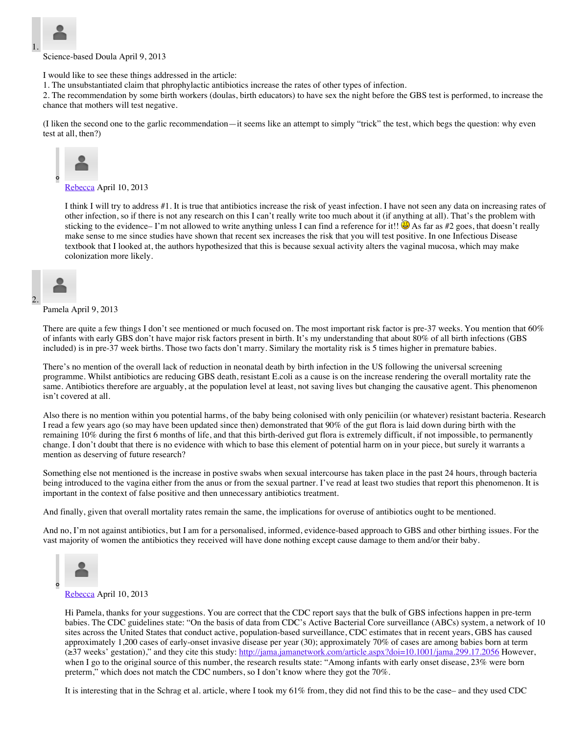1. Science-based Doula April 9, 2013

   I would like to see these things addressed in the article:
   1. The unsubstantiated claim that phrophylactic antibiotics increase the rates of other types of infection.
   2. The recommendation by some birth workers (doulas, birth educators) to have sex the night before the GBS test is performed, to increase the chance that mothers will test negative.

   (I liken the second one to the garlic recommendation—it seems like an attempt to simply "trick" the test, which begs the question: why even test at all, then?)

   - [Rebecca](#) April 10, 2013

     I think I will try to address #1. It is true that antibiotics increase the risk of yeast infection. I have not seen any data on increasing rates of other infection, so if there is not any research on this I can't really write too much about it (if anything at all). That's the problem with sticking to the evidence– I'm not allowed to write anything unless I can find a reference for it!! 😃 As far as #2 goes, that doesn't really make sense to me since studies have shown that recent sex increases the risk that you will test positive. In one Infectious Disease textbook that I looked at, the authors hypothesized that this is because sexual activity alters the vaginal mucosa, which may make colonization more likely.

2. Pamela April 9, 2013

   There are quite a few things I don't see mentioned or much focused on. The most important risk factor is pre-37 weeks. You mention that 60% of infants with early GBS don't have major risk factors present in birth. It's my understanding that about 80% of all birth infections (GBS included) is in pre-37 week births. Those two facts don't marry. Similary the mortality risk is 5 times higher in premature babies.

   There's no mention of the overall lack of reduction in neonatal death by birth infection in the US following the universal screening programme. Whilst antibiotics are reducing GBS death, resistant E.coli as a cause is on the increase rendering the overall mortality rate the same. Antibiotics therefore are arguably, at the population level at least, not saving lives but changing the causative agent. This phenomenon isn't covered at all.

   Also there is no mention within you potential harms, of the baby being colonised with only peniciliin (or whatever) resistant bacteria. Research I read a few years ago (so may have been updated since then) demonstrated that 90% of the gut flora is laid down during birth with the remaining 10% during the first 6 months of life, and that this birth-derived gut flora is extremely difficult, if not impossible, to permanently change. I don't doubt that there is no evidence with which to base this element of potential harm on in your piece, but surely it warrants a mention as deserving of future research?

   Something else not mentioned is the increase in postive swabs when sexual intercourse has taken place in the past 24 hours, through bacteria being introduced to the vagina either from the anus or from the sexual partner. I've read at least two studies that report this phenomenon. It is important in the context of false positive and then unnecessary antibiotics treatment.

   And finally, given that overall mortality rates remain the same, the implications for overuse of antibiotics ought to be mentioned.

   And no, I'm not against antibiotics, but I am for a personalised, informed, evidence-based approach to GBS and other birthing issues. For the vast majority of women the antibiotics they received will have done nothing except cause damage to them and/or their baby.

   - [Rebecca](#) April 10, 2013

     Hi Pamela, thanks for your suggestions. You are correct that the CDC report says that the bulk of GBS infections happen in pre-term babies. The CDC guidelines state: "On the basis of data from CDC's Active Bacterial Core surveillance (ABCs) system, a network of 10 sites across the United States that conduct active, population-based surveillance, CDC estimates that in recent years, GBS has caused approximately 1,200 cases of early-onset invasive disease per year (30); approximately 70% of cases are among babies born at term (≥37 weeks' gestation)," and they cite this study: [http://jama.jamanetwork.com/article.aspx?doi=10.1001/jama.299.17.2056](http://jama.jamanetwork.com/article.aspx?doi=10.1001/jama.299.17.2056) However, when I go to the original source of this number, the research results state: "Among infants with early onset disease, 23% were born preterm," which does not match the CDC numbers, so I don't know where they got the 70%.

     It is interesting that in the Schrag et al. article, where I took my 61% from, they did not find this to be the case– and they used CDC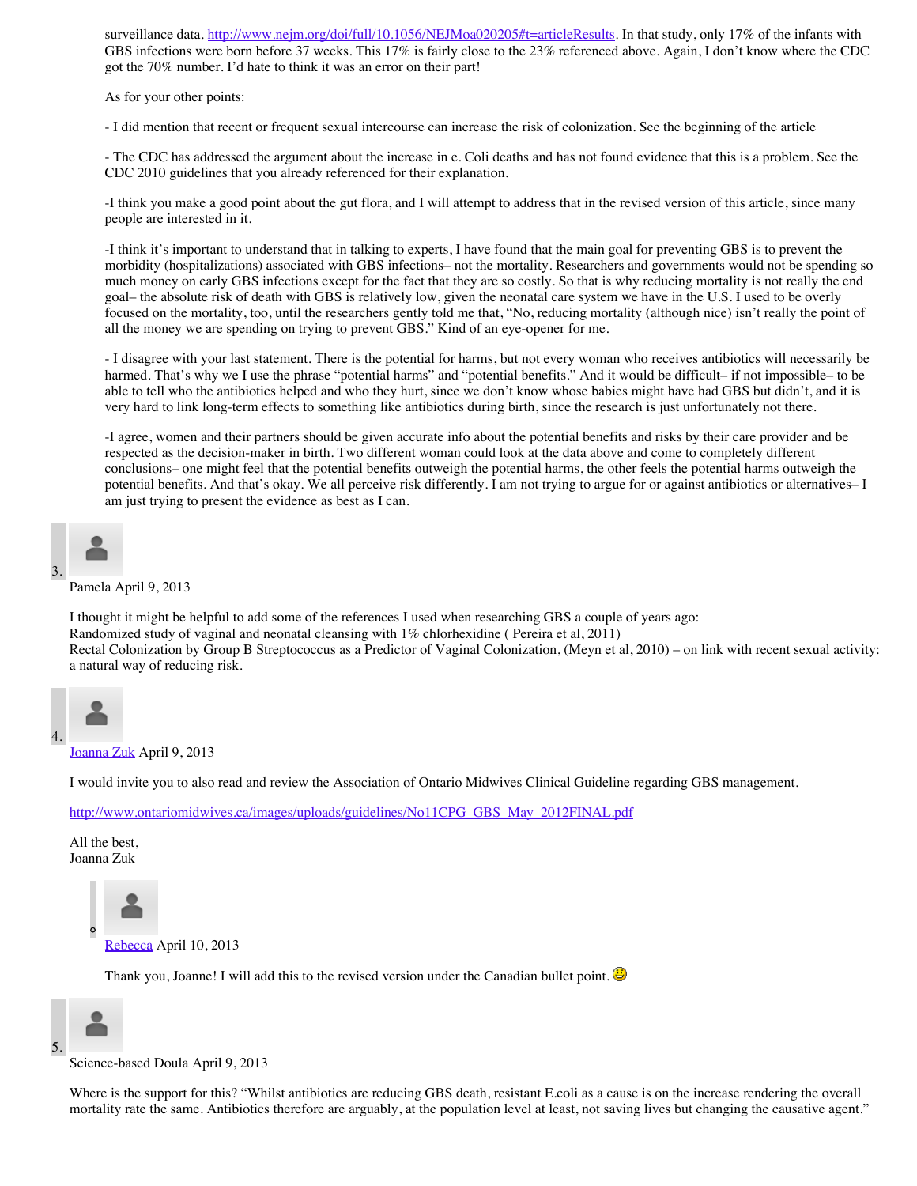surveillance data. http://www.nejm.org/doi/full/10.1056/NEJMoa020205#t=articleResults. In that study, only 17% of the infants with GBS infections were born before 37 weeks. This 17% is fairly close to the 23% referenced above. Again, I don't know where the CDC got the 70% number. I'd hate to think it was an error on their part!

As for your other points:

- I did mention that recent or frequent sexual intercourse can increase the risk of colonization. See the beginning of the article

- The CDC has addressed the argument about the increase in e. Coli deaths and has not found evidence that this is a problem. See the CDC 2010 guidelines that you already referenced for their explanation.

-I think you make a good point about the gut flora, and I will attempt to address that in the revised version of this article, since many people are interested in it.

-I think it's important to understand that in talking to experts, I have found that the main goal for preventing GBS is to prevent the morbidity (hospitalizations) associated with GBS infections– not the mortality. Researchers and governments would not be spending so much money on early GBS infections except for the fact that they are so costly. So that is why reducing mortality is not really the end goal– the absolute risk of death with GBS is relatively low, given the neonatal care system we have in the U.S. I used to be overly focused on the mortality, too, until the researchers gently told me that, "No, reducing mortality (although nice) isn't really the point of all the money we are spending on trying to prevent GBS." Kind of an eye-opener for me.

- I disagree with your last statement. There is the potential for harms, but not every woman who receives antibiotics will necessarily be harmed. That's why we I use the phrase "potential harms" and "potential benefits." And it would be difficult– if not impossible– to be able to tell who the antibiotics helped and who they hurt, since we don't know whose babies might have had GBS but didn't, and it is very hard to link long-term effects to something like antibiotics during birth, since the research is just unfortunately not there.

-I agree, women and their partners should be given accurate info about the potential benefits and risks by their care provider and be respected as the decision-maker in birth. Two different woman could look at the data above and come to completely different conclusions– one might feel that the potential benefits outweigh the potential harms, the other feels the potential harms outweigh the potential benefits. And that's okay. We all perceive risk differently. I am not trying to argue for or against antibiotics or alternatives– I am just trying to present the evidence as best as I can.

3. Pamela April 9, 2013

I thought it might be helpful to add some of the references I used when researching GBS a couple of years ago:
Randomized study of vaginal and neonatal cleansing with 1% chlorhexidine ( Pereira et al, 2011)
Rectal Colonization by Group B Streptococcus as a Predictor of Vaginal Colonization, (Meyn et al, 2010) – on link with recent sexual activity: a natural way of reducing risk.

4. Joanna Zuk April 9, 2013

I would invite you to also read and review the Association of Ontario Midwives Clinical Guideline regarding GBS management.

http://www.ontariomidwives.ca/images/uploads/guidelines/No11CPG_GBS_May_2012FINAL.pdf

All the best,
Joanna Zuk

- Rebecca April 10, 2013

  Thank you, Joanne! I will add this to the revised version under the Canadian bullet point. 😃

5. Science-based Doula April 9, 2013

Where is the support for this? "Whilst antibiotics are reducing GBS death, resistant E.coli as a cause is on the increase rendering the overall mortality rate the same. Antibiotics therefore are arguably, at the population level at least, not saving lives but changing the causative agent."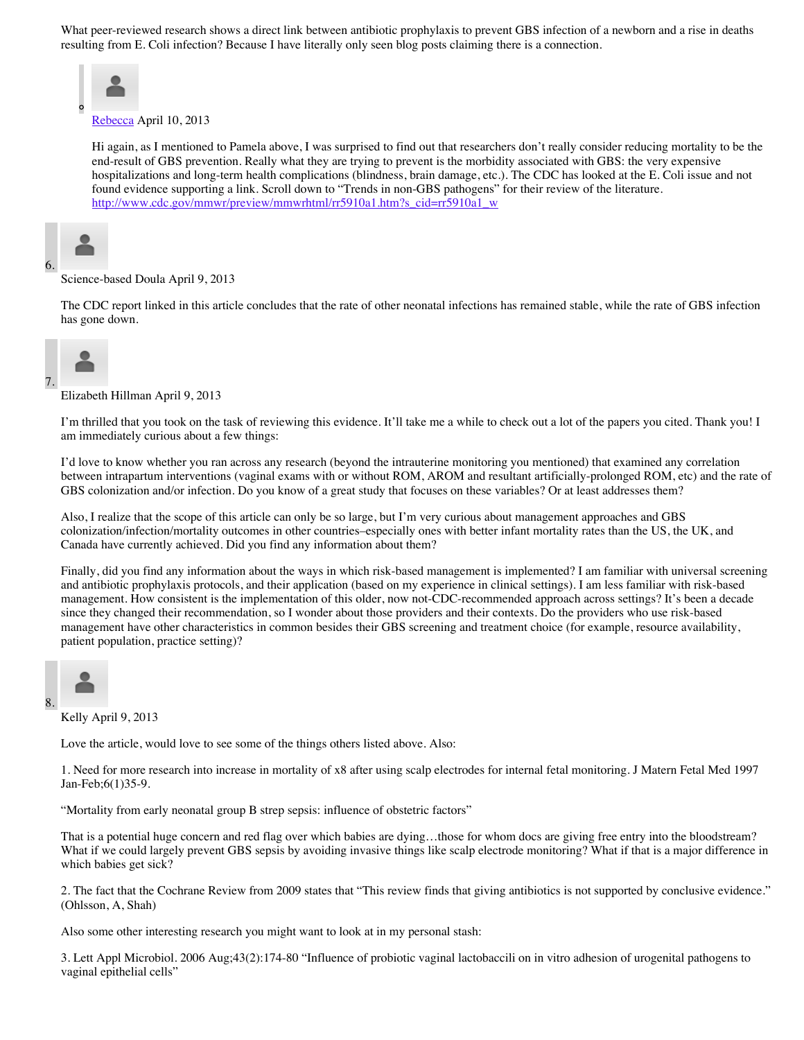What peer-reviewed research shows a direct link between antibiotic prophylaxis to prevent GBS infection of a newborn and a rise in deaths resulting from E. Coli infection? Because I have literally only seen blog posts claiming there is a connection.

- Rebecca April 10, 2013

  Hi again, as I mentioned to Pamela above, I was surprised to find out that researchers don't really consider reducing mortality to be the end-result of GBS prevention. Really what they are trying to prevent is the morbidity associated with GBS: the very expensive hospitalizations and long-term health complications (blindness, brain damage, etc.). The CDC has looked at the E. Coli issue and not found evidence supporting a link. Scroll down to "Trends in non-GBS pathogens" for their review of the literature. http://www.cdc.gov/mmwr/preview/mmwrhtml/rr5910a1.htm?s_cid=rr5910a1_w

6. Science-based Doula April 9, 2013

   The CDC report linked in this article concludes that the rate of other neonatal infections has remained stable, while the rate of GBS infection has gone down.

7. Elizabeth Hillman April 9, 2013

   I'm thrilled that you took on the task of reviewing this evidence. It'll take me a while to check out a lot of the papers you cited. Thank you! I am immediately curious about a few things:

   I'd love to know whether you ran across any research (beyond the intrauterine monitoring you mentioned) that examined any correlation between intrapartum interventions (vaginal exams with or without ROM, AROM and resultant artificially-prolonged ROM, etc) and the rate of GBS colonization and/or infection. Do you know of a great study that focuses on these variables? Or at least addresses them?

   Also, I realize that the scope of this article can only be so large, but I'm very curious about management approaches and GBS colonization/infection/mortality outcomes in other countries–especially ones with better infant mortality rates than the US, the UK, and Canada have currently achieved. Did you find any information about them?

   Finally, did you find any information about the ways in which risk-based management is implemented? I am familiar with universal screening and antibiotic prophylaxis protocols, and their application (based on my experience in clinical settings). I am less familiar with risk-based management. How consistent is the implementation of this older, now not-CDC-recommended approach across settings? It's been a decade since they changed their recommendation, so I wonder about those providers and their contexts. Do the providers who use risk-based management have other characteristics in common besides their GBS screening and treatment choice (for example, resource availability, patient population, practice setting)?

8. Kelly April 9, 2013

   Love the article, would love to see some of the things others listed above. Also:

   1. Need for more research into increase in mortality of x8 after using scalp electrodes for internal fetal monitoring. J Matern Fetal Med 1997 Jan-Feb;6(1)35-9.

   "Mortality from early neonatal group B strep sepsis: influence of obstetric factors"

   That is a potential huge concern and red flag over which babies are dying…those for whom docs are giving free entry into the bloodstream? What if we could largely prevent GBS sepsis by avoiding invasive things like scalp electrode monitoring? What if that is a major difference in which babies get sick?

   2. The fact that the Cochrane Review from 2009 states that "This review finds that giving antibiotics is not supported by conclusive evidence." (Ohlsson, A, Shah)

   Also some other interesting research you might want to look at in my personal stash:

   3. Lett Appl Microbiol. 2006 Aug;43(2):174-80 "Influence of probiotic vaginal lactobaccili on in vitro adhesion of urogenital pathogens to vaginal epithelial cells"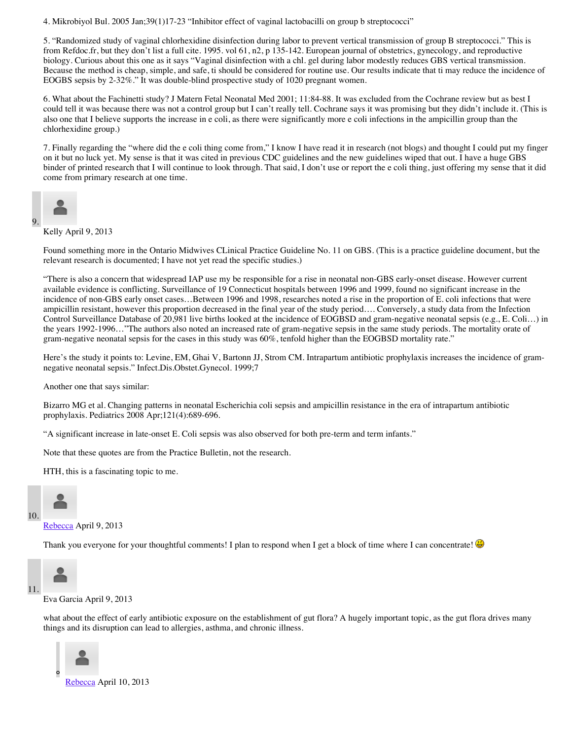4. Mikrobiyol Bul. 2005 Jan;39(1)17-23 "Inhibitor effect of vaginal lactobacilli on group b streptococci"

5. "Randomized study of vaginal chlorhexidine disinfection during labor to prevent vertical transmission of group B streptococci." This is from Refdoc.fr, but they don't list a full cite. 1995. vol 61, n2, p 135-142. European journal of obstetrics, gynecology, and reproductive biology. Curious about this one as it says "Vaginal disinfection with a chl. gel during labor modestly reduces GBS vertical transmission. Because the method is cheap, simple, and safe, ti should be considered for routine use. Our results indicate that ti may reduce the incidence of EOGBS sepsis by 2-32%." It was double-blind prospective study of 1020 pregnant women.

6. What about the Fachinetti study? J Matern Fetal Neonatal Med 2001; 11:84-88. It was excluded from the Cochrane review but as best I could tell it was because there was not a control group but I can't really tell. Cochrane says it was promising but they didn't include it. (This is also one that I believe supports the increase in e coli, as there were significantly more e coli infections in the ampicillin group than the chlorhexidine group.)

7. Finally regarding the "where did the e coli thing come from," I know I have read it in research (not blogs) and thought I could put my finger on it but no luck yet. My sense is that it was cited in previous CDC guidelines and the new guidelines wiped that out. I have a huge GBS binder of printed research that I will continue to look through. That said, I don't use or report the e coli thing, just offering my sense that it did come from primary research at one time.

9. Kelly April 9, 2013

Found something more in the Ontario Midwives CLinical Practice Guideline No. 11 on GBS. (This is a practice guideline document, but the relevant research is documented; I have not yet read the specific studies.)

"There is also a concern that widespread IAP use my be responsible for a rise in neonatal non-GBS early-onset disease. However current available evidence is conflicting. Surveillance of 19 Connecticut hospitals between 1996 and 1999, found no significant increase in the incidence of non-GBS early onset cases…Between 1996 and 1998, researches noted a rise in the proportion of E. coli infections that were ampicillin resistant, however this proportion decreased in the final year of the study period…. Conversely, a study data from the Infection Control Surveillance Database of 20,981 live births looked at the incidence of EOGBSD and gram-negative neonatal sepsis (e.g., E. Coli…) in the years 1992-1996…"The authors also noted an increased rate of gram-negative sepsis in the same study periods. The mortality orate of gram-negative neonatal sepsis for the cases in this study was 60%, tenfold higher than the EOGBSD mortality rate."

Here's the study it points to: Levine, EM, Ghai V, Bartonn JJ, Strom CM. Intrapartum antibiotic prophylaxis increases the incidence of gram-negative neonatal sepsis." Infect.Dis.Obstet.Gynecol. 1999;7

Another one that says similar:

Bizarro MG et al. Changing patterns in neonatal Escherichia coli sepsis and ampicillin resistance in the era of intrapartum antibiotic prophylaxis. Pediatrics 2008 Apr;121(4):689-696.

"A significant increase in late-onset E. Coli sepsis was also observed for both pre-term and term infants."

Note that these quotes are from the Practice Bulletin, not the research.

HTH, this is a fascinating topic to me.

10. Rebecca April 9, 2013

Thank you everyone for your thoughtful comments! I plan to respond when I get a block of time where I can concentrate! 😃

11. Eva Garcia April 9, 2013

what about the effect of early antibiotic exposure on the establishment of gut flora? A hugely important topic, as the gut flora drives many things and its disruption can lead to allergies, asthma, and chronic illness.

- Rebecca April 10, 2013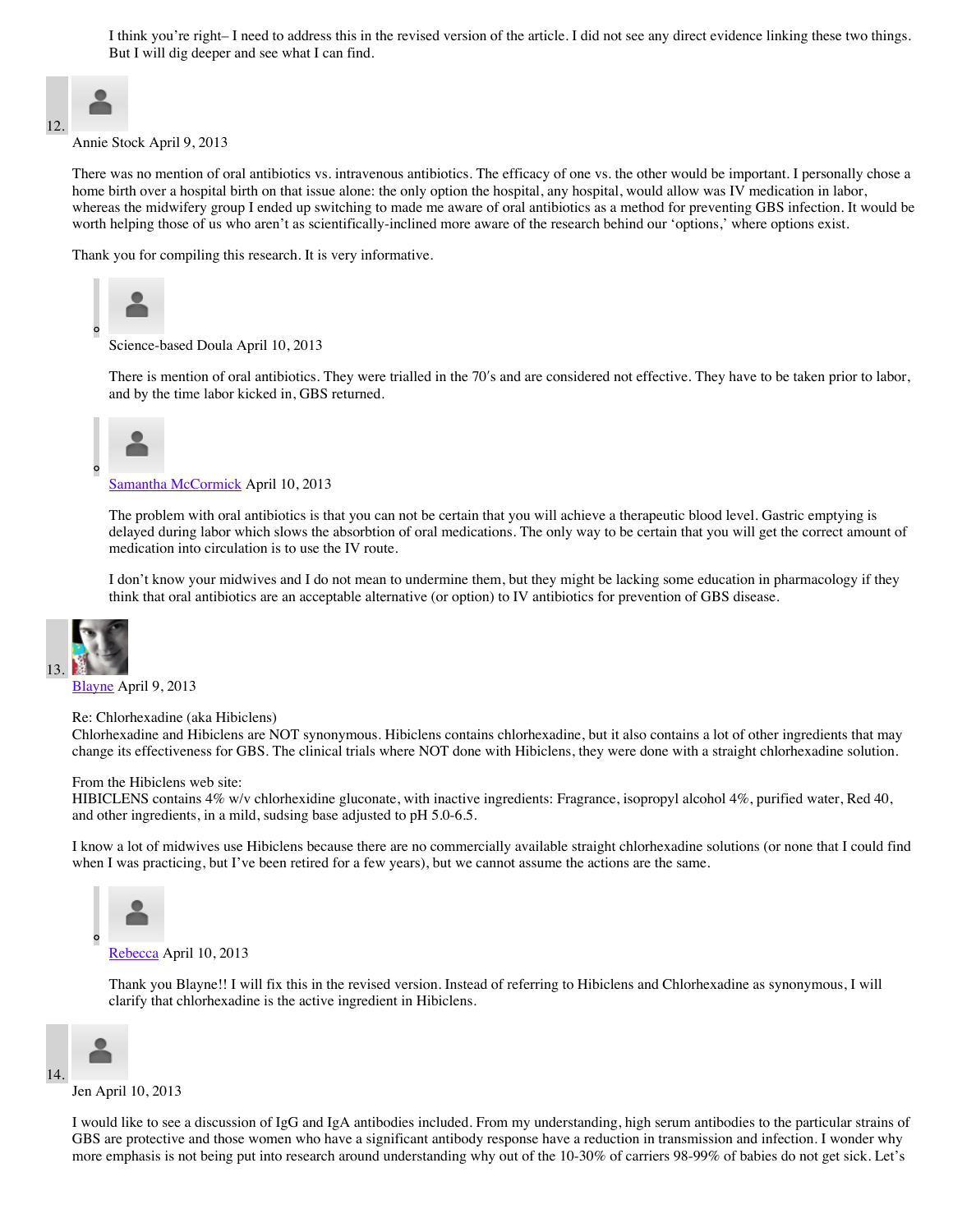I think you're right– I need to address this in the revised version of the article. I did not see any direct evidence linking these two things. But I will dig deeper and see what I can find.

12. Annie Stock April 9, 2013

There was no mention of oral antibiotics vs. intravenous antibiotics. The efficacy of one vs. the other would be important. I personally chose a home birth over a hospital birth on that issue alone: the only option the hospital, any hospital, would allow was IV medication in labor, whereas the midwifery group I ended up switching to made me aware of oral antibiotics as a method for preventing GBS infection. It would be worth helping those of us who aren't as scientifically-inclined more aware of the research behind our 'options,' where options exist.

Thank you for compiling this research. It is very informative.

- Science-based Doula April 10, 2013

  There is mention of oral antibiotics. They were trialled in the 70′s and are considered not effective. They have to be taken prior to labor, and by the time labor kicked in, GBS returned.

- Samantha McCormick April 10, 2013

  The problem with oral antibiotics is that you can not be certain that you will achieve a therapeutic blood level. Gastric emptying is delayed during labor which slows the absorbtion of oral medications. The only way to be certain that you will get the correct amount of medication into circulation is to use the IV route.

  I don't know your midwives and I do not mean to undermine them, but they might be lacking some education in pharmacology if they think that oral antibiotics are an acceptable alternative (or option) to IV antibiotics for prevention of GBS disease.

13. Blayne April 9, 2013

Re: Chlorhexadine (aka Hibiclens)
Chlorhexadine and Hibiclens are NOT synonymous. Hibiclens contains chlorhexadine, but it also contains a lot of other ingredients that may change its effectiveness for GBS. The clinical trials where NOT done with Hibiclens, they were done with a straight chlorhexadine solution.

From the Hibiclens web site:
HIBICLENS contains 4% w/v chlorhexidine gluconate, with inactive ingredients: Fragrance, isopropyl alcohol 4%, purified water, Red 40, and other ingredients, in a mild, sudsing base adjusted to pH 5.0-6.5.

I know a lot of midwives use Hibiclens because there are no commercially available straight chlorhexadine solutions (or none that I could find when I was practicing, but I've been retired for a few years), but we cannot assume the actions are the same.

- Rebecca April 10, 2013

  Thank you Blayne!! I will fix this in the revised version. Instead of referring to Hibiclens and Chlorhexadine as synonymous, I will clarify that chlorhexadine is the active ingredient in Hibiclens.

14. Jen April 10, 2013

I would like to see a discussion of IgG and IgA antibodies included. From my understanding, high serum antibodies to the particular strains of GBS are protective and those women who have a significant antibody response have a reduction in transmission and infection. I wonder why more emphasis is not being put into research around understanding why out of the 10-30% of carriers 98-99% of babies do not get sick. Let's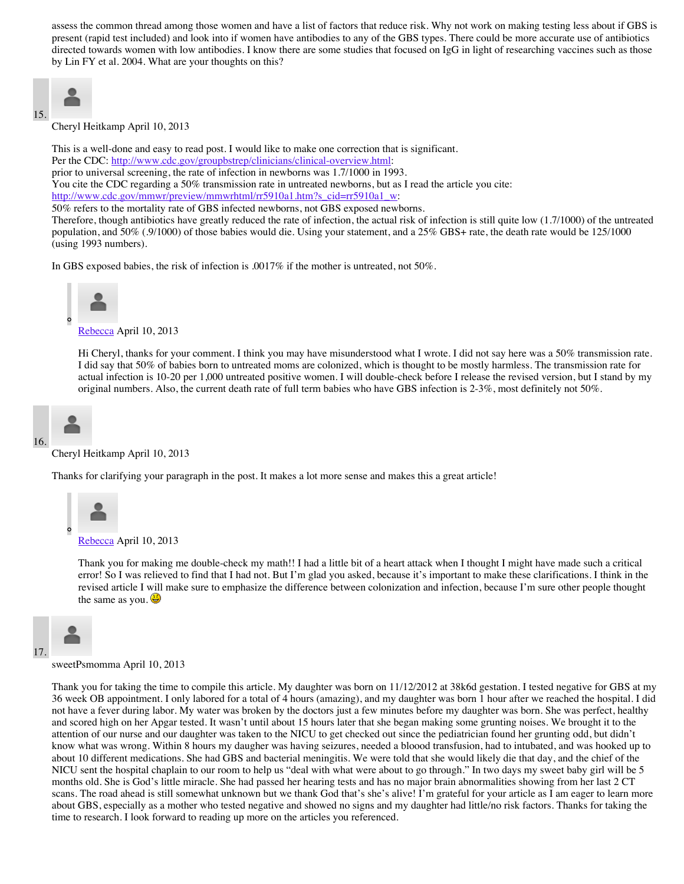assess the common thread among those women and have a list of factors that reduce risk. Why not work on making testing less about if GBS is present (rapid test included) and look into if women have antibodies to any of the GBS types. There could be more accurate use of antibiotics directed towards women with low antibodies. I know there are some studies that focused on IgG in light of researching vaccines such as those by Lin FY et al. 2004. What are your thoughts on this?

15. Cheryl Heitkamp April 10, 2013

This is a well-done and easy to read post. I would like to make one correction that is significant.
Per the CDC: http://www.cdc.gov/groupbstrep/clinicians/clinical-overview.html:
prior to universal screening, the rate of infection in newborns was 1.7/1000 in 1993.
You cite the CDC regarding a 50% transmission rate in untreated newborns, but as I read the article you cite:
http://www.cdc.gov/mmwr/preview/mmwrhtml/rr5910a1.htm?s_cid=rr5910a1_w:
50% refers to the mortality rate of GBS infected newborns, not GBS exposed newborns.
Therefore, though antibiotics have greatly reduced the rate of infection, the actual risk of infection is still quite low (1.7/1000) of the untreated population, and 50% (.9/1000) of those babies would die. Using your statement, and a 25% GBS+ rate, the death rate would be 125/1000 (using 1993 numbers).

In GBS exposed babies, the risk of infection is .0017% if the mother is untreated, not 50%.

- Rebecca April 10, 2013

  Hi Cheryl, thanks for your comment. I think you may have misunderstood what I wrote. I did not say here was a 50% transmission rate. I did say that 50% of babies born to untreated moms are colonized, which is thought to be mostly harmless. The transmission rate for actual infection is 10-20 per 1,000 untreated positive women. I will double-check before I release the revised version, but I stand by my original numbers. Also, the current death rate of full term babies who have GBS infection is 2-3%, most definitely not 50%.

16. Cheryl Heitkamp April 10, 2013

Thanks for clarifying your paragraph in the post. It makes a lot more sense and makes this a great article!

- Rebecca April 10, 2013

  Thank you for making me double-check my math!! I had a little bit of a heart attack when I thought I might have made such a critical error! So I was relieved to find that I had not. But I'm glad you asked, because it's important to make these clarifications. I think in the revised article I will make sure to emphasize the difference between colonization and infection, because I'm sure other people thought the same as you. 😃

17. sweetPsmomma April 10, 2013

Thank you for taking the time to compile this article. My daughter was born on 11/12/2012 at 38k6d gestation. I tested negative for GBS at my 36 week OB appointment. I only labored for a total of 4 hours (amazing), and my daughter was born 1 hour after we reached the hospital. I did not have a fever during labor. My water was broken by the doctors just a few minutes before my daughter was born. She was perfect, healthy and scored high on her Apgar tested. It wasn't until about 15 hours later that she began making some grunting noises. We brought it to the attention of our nurse and our daughter was taken to the NICU to get checked out since the pediatrician found her grunting odd, but didn't know what was wrong. Within 8 hours my daughter was having seizures, needed a bloood transfusion, had to intubated, and was hooked up to about 10 different medications. She had GBS and bacterial meningitis. We were told that she would likely die that day, and the chief of the NICU sent the hospital chaplain to our room to help us "deal with what were about to go through." In two days my sweet baby girl will be 5 months old. She is God's little miracle. She had passed her hearing tests and has no major brain abnormalities showing from her last 2 CT scans. The road ahead is still somewhat unknown but we thank God that's she's alive! I'm grateful for your article as I am eager to learn more about GBS, especially as a mother who tested negative and showed no signs and my daughter had little/no risk factors. Thanks for taking the time to research. I look forward to reading up more on the articles you referenced.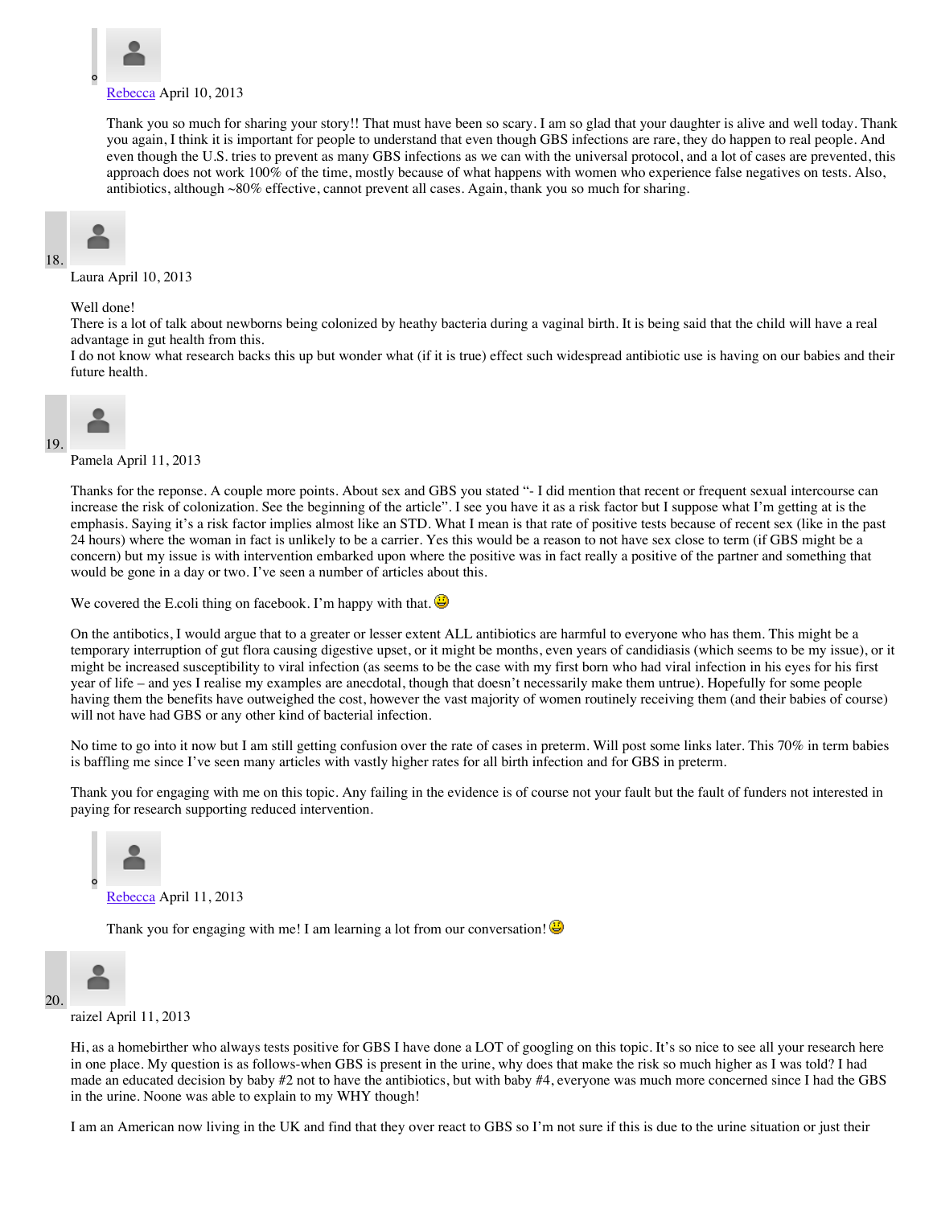- **Rebecca** April 10, 2013

  Thank you so much for sharing your story!! That must have been so scary. I am so glad that your daughter is alive and well today. Thank you again, I think it is important for people to understand that even though GBS infections are rare, they do happen to real people. And even though the U.S. tries to prevent as many GBS infections as we can with the universal protocol, and a lot of cases are prevented, this approach does not work 100% of the time, mostly because of what happens with women who experience false negatives on tests. Also, antibiotics, although ~80% effective, cannot prevent all cases. Again, thank you so much for sharing.

18. Laura April 10, 2013

    Well done!
    There is a lot of talk about newborns being colonized by heathy bacteria during a vaginal birth. It is being said that the child will have a real advantage in gut health from this.
    I do not know what research backs this up but wonder what (if it is true) effect such widespread antibiotic use is having on our babies and their future health.

19. Pamela April 11, 2013

    Thanks for the reponse. A couple more points. About sex and GBS you stated "- I did mention that recent or frequent sexual intercourse can increase the risk of colonization. See the beginning of the article". I see you have it as a risk factor but I suppose what I'm getting at is the emphasis. Saying it's a risk factor implies almost like an STD. What I mean is that rate of positive tests because of recent sex (like in the past 24 hours) where the woman in fact is unlikely to be a carrier. Yes this would be a reason to not have sex close to term (if GBS might be a concern) but my issue is with intervention embarked upon where the positive was in fact really a positive of the partner and something that would be gone in a day or two. I've seen a number of articles about this.

    We covered the E.coli thing on facebook. I'm happy with that. 😃

    On the antibotics, I would argue that to a greater or lesser extent ALL antibiotics are harmful to everyone who has them. This might be a temporary interruption of gut flora causing digestive upset, or it might be months, even years of candidiasis (which seems to be my issue), or it might be increased susceptibility to viral infection (as seems to be the case with my first born who had viral infection in his eyes for his first year of life – and yes I realise my examples are anecdotal, though that doesn't necessarily make them untrue). Hopefully for some people having them the benefits have outweighed the cost, however the vast majority of women routinely receiving them (and their babies of course) will not have had GBS or any other kind of bacterial infection.

    No time to go into it now but I am still getting confusion over the rate of cases in preterm. Will post some links later. This 70% in term babies is baffling me since I've seen many articles with vastly higher rates for all birth infection and for GBS in preterm.

    Thank you for engaging with me on this topic. Any failing in the evidence is of course not your fault but the fault of funders not interested in paying for research supporting reduced intervention.

    - **Rebecca** April 11, 2013

      Thank you for engaging with me! I am learning a lot from our conversation! 😃

20. raizel April 11, 2013

    Hi, as a homebirther who always tests positive for GBS I have done a LOT of googling on this topic. It's so nice to see all your research here in one place. My question is as follows-when GBS is present in the urine, why does that make the risk so much higher as I was told? I had made an educated decision by baby #2 not to have the antibiotics, but with baby #4, everyone was much more concerned since I had the GBS in the urine. Noone was able to explain to my WHY though!

    I am an American now living in the UK and find that they over react to GBS so I'm not sure if this is due to the urine situation or just their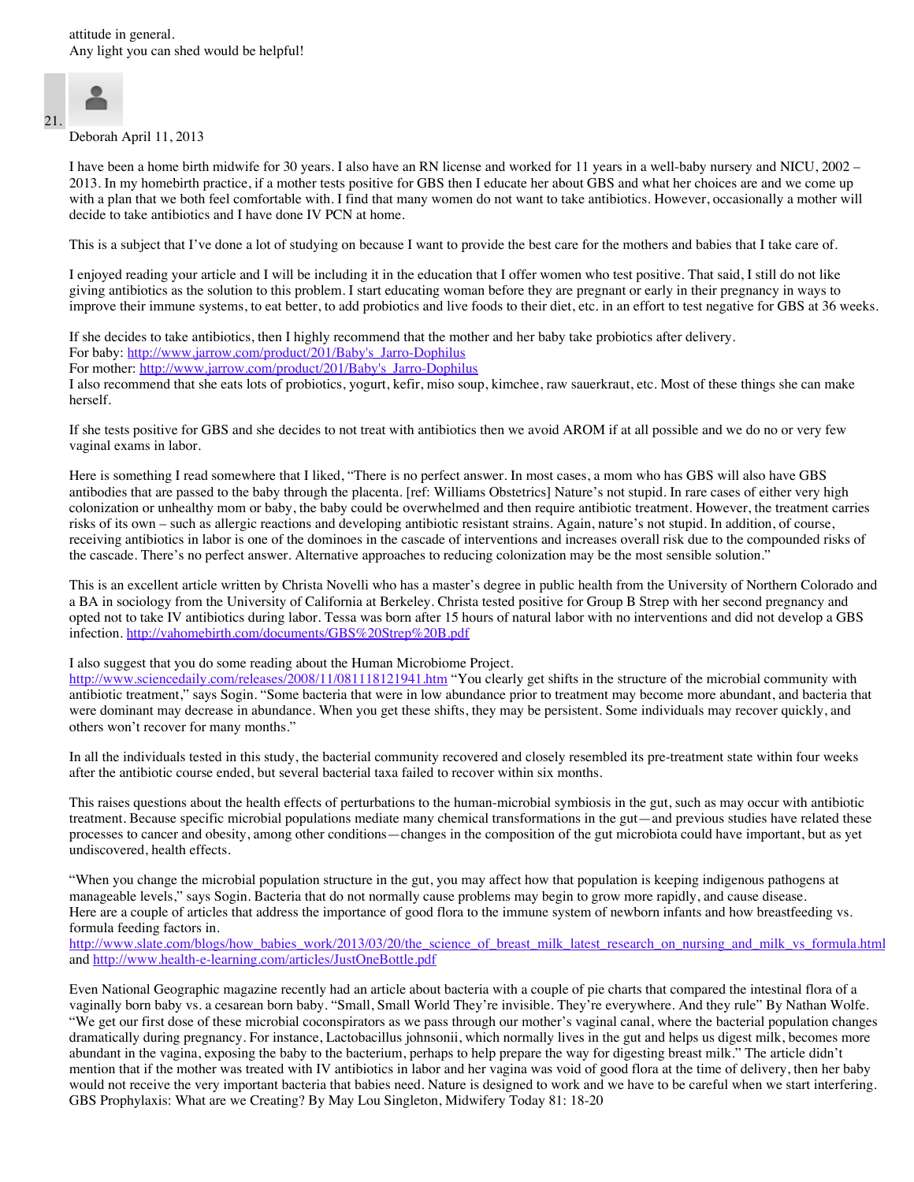attitude in general.
Any light you can shed would be helpful!

21. Deborah April 11, 2013

I have been a home birth midwife for 30 years. I also have an RN license and worked for 11 years in a well-baby nursery and NICU, 2002 – 2013. In my homebirth practice, if a mother tests positive for GBS then I educate her about GBS and what her choices are and we come up with a plan that we both feel comfortable with. I find that many women do not want to take antibiotics. However, occasionally a mother will decide to take antibiotics and I have done IV PCN at home.

This is a subject that I've done a lot of studying on because I want to provide the best care for the mothers and babies that I take care of.

I enjoyed reading your article and I will be including it in the education that I offer women who test positive. That said, I still do not like giving antibiotics as the solution to this problem. I start educating woman before they are pregnant or early in their pregnancy in ways to improve their immune systems, to eat better, to add probiotics and live foods to their diet, etc. in an effort to test negative for GBS at 36 weeks.

If she decides to take antibiotics, then I highly recommend that the mother and her baby take probiotics after delivery.
For baby: [http://www.jarrow.com/product/201/Baby's_Jarro-Dophilus](http://www.jarrow.com/product/201/Baby's_Jarro-Dophilus)
For mother: [http://www.jarrow.com/product/201/Baby's_Jarro-Dophilus](http://www.jarrow.com/product/201/Baby's_Jarro-Dophilus)
I also recommend that she eats lots of probiotics, yogurt, kefir, miso soup, kimchee, raw sauerkraut, etc. Most of these things she can make herself.

If she tests positive for GBS and she decides to not treat with antibiotics then we avoid AROM if at all possible and we do no or very few vaginal exams in labor.

Here is something I read somewhere that I liked, "There is no perfect answer. In most cases, a mom who has GBS will also have GBS antibodies that are passed to the baby through the placenta. [ref: Williams Obstetrics] Nature's not stupid. In rare cases of either very high colonization or unhealthy mom or baby, the baby could be overwhelmed and then require antibiotic treatment. However, the treatment carries risks of its own – such as allergic reactions and developing antibiotic resistant strains. Again, nature's not stupid. In addition, of course, receiving antibiotics in labor is one of the dominoes in the cascade of interventions and increases overall risk due to the compounded risks of the cascade. There's no perfect answer. Alternative approaches to reducing colonization may be the most sensible solution."

This is an excellent article written by Christa Novelli who has a master's degree in public health from the University of Northern Colorado and a BA in sociology from the University of California at Berkeley. Christa tested positive for Group B Strep with her second pregnancy and opted not to take IV antibiotics during labor. Tessa was born after 15 hours of natural labor with no interventions and did not develop a GBS infection. [http://vahomebirth.com/documents/GBS%20Strep%20B.pdf](http://vahomebirth.com/documents/GBS%20Strep%20B.pdf)

I also suggest that you do some reading about the Human Microbiome Project.
[http://www.sciencedaily.com/releases/2008/11/081118121941.htm](http://www.sciencedaily.com/releases/2008/11/081118121941.htm) "You clearly get shifts in the structure of the microbial community with antibiotic treatment," says Sogin. "Some bacteria that were in low abundance prior to treatment may become more abundant, and bacteria that were dominant may decrease in abundance. When you get these shifts, they may be persistent. Some individuals may recover quickly, and others won't recover for many months."

In all the individuals tested in this study, the bacterial community recovered and closely resembled its pre-treatment state within four weeks after the antibiotic course ended, but several bacterial taxa failed to recover within six months.

This raises questions about the health effects of perturbations to the human-microbial symbiosis in the gut, such as may occur with antibiotic treatment. Because specific microbial populations mediate many chemical transformations in the gut—and previous studies have related these processes to cancer and obesity, among other conditions—changes in the composition of the gut microbiota could have important, but as yet undiscovered, health effects.

"When you change the microbial population structure in the gut, you may affect how that population is keeping indigenous pathogens at manageable levels," says Sogin. Bacteria that do not normally cause problems may begin to grow more rapidly, and cause disease.
Here are a couple of articles that address the importance of good flora to the immune system of newborn infants and how breastfeeding vs. formula feeding factors in.
[http://www.slate.com/blogs/how_babies_work/2013/03/20/the_science_of_breast_milk_latest_research_on_nursing_and_milk_vs_formula.html](http://www.slate.com/blogs/how_babies_work/2013/03/20/the_science_of_breast_milk_latest_research_on_nursing_and_milk_vs_formula.html) and [http://www.health-e-learning.com/articles/JustOneBottle.pdf](http://www.health-e-learning.com/articles/JustOneBottle.pdf)

Even National Geographic magazine recently had an article about bacteria with a couple of pie charts that compared the intestinal flora of a vaginally born baby vs. a cesarean born baby. "Small, Small World They're invisible. They're everywhere. And they rule" By Nathan Wolfe. "We get our first dose of these microbial coconspirators as we pass through our mother's vaginal canal, where the bacterial population changes dramatically during pregnancy. For instance, Lactobacillus johnsonii, which normally lives in the gut and helps us digest milk, becomes more abundant in the vagina, exposing the baby to the bacterium, perhaps to help prepare the way for digesting breast milk." The article didn't mention that if the mother was treated with IV antibiotics in labor and her vagina was void of good flora at the time of delivery, then her baby would not receive the very important bacteria that babies need. Nature is designed to work and we have to be careful when we start interfering. GBS Prophylaxis: What are we Creating? By May Lou Singleton, Midwifery Today 81: 18-20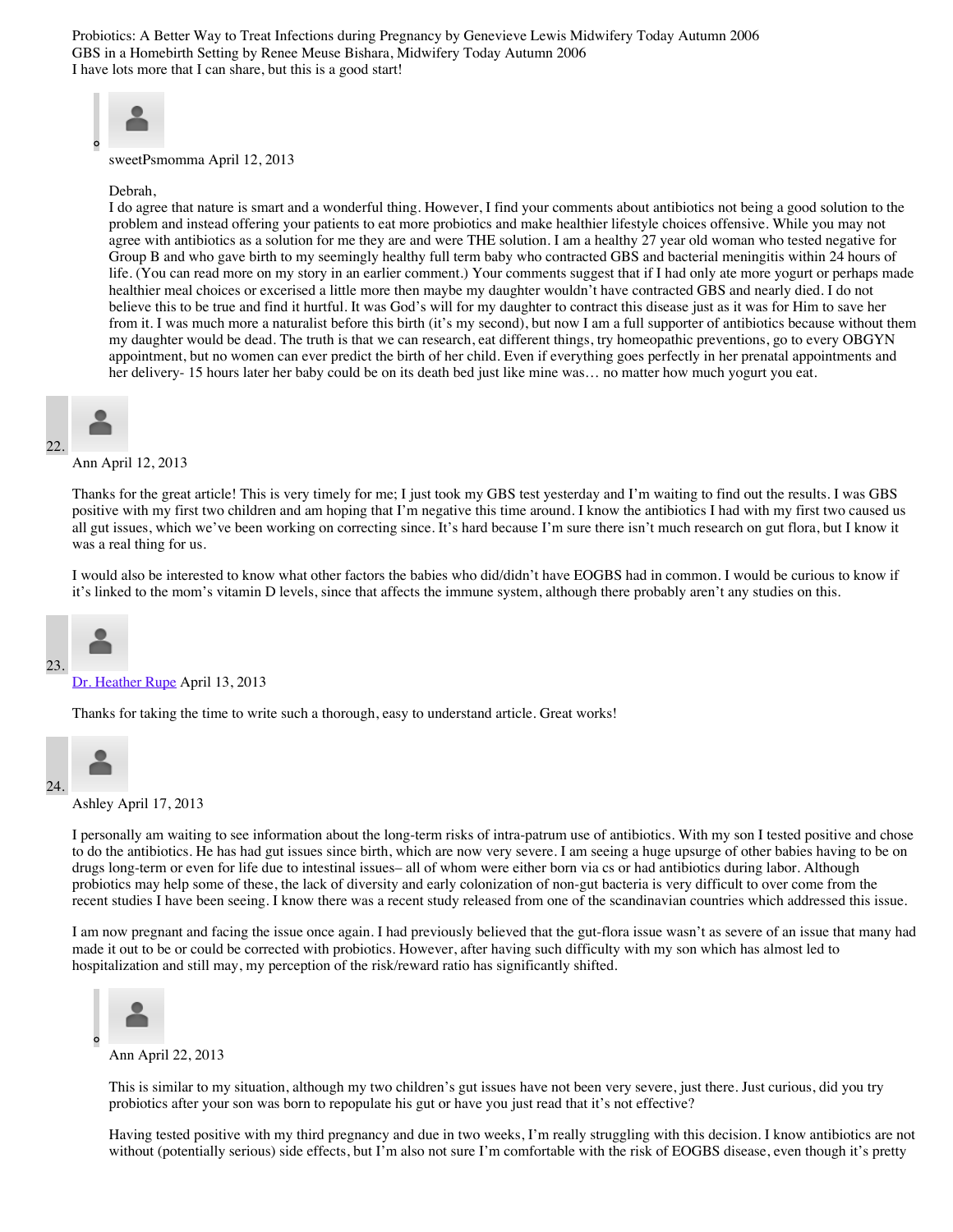Probiotics: A Better Way to Treat Infections during Pregnancy by Genevieve Lewis Midwifery Today Autumn 2006
GBS in a Homebirth Setting by Renee Meuse Bishara, Midwifery Today Autumn 2006
I have lots more that I can share, but this is a good start!

- sweetPsmomma April 12, 2013

  Debrah,
  I do agree that nature is smart and a wonderful thing. However, I find your comments about antibiotics not being a good solution to the problem and instead offering your patients to eat more probiotics and make healthier lifestyle choices offensive. While you may not agree with antibiotics as a solution for me they are and were THE solution. I am a healthy 27 year old woman who tested negative for Group B and who gave birth to my seemingly healthy full term baby who contracted GBS and bacterial meningitis within 24 hours of life. (You can read more on my story in an earlier comment.) Your comments suggest that if I had only ate more yogurt or perhaps made healthier meal choices or excerised a little more then maybe my daughter wouldn't have contracted GBS and nearly died. I do not believe this to be true and find it hurtful. It was God's will for my daughter to contract this disease just as it was for Him to save her from it. I was much more a naturalist before this birth (it's my second), but now I am a full supporter of antibiotics because without them my daughter would be dead. The truth is that we can research, eat different things, try homeopathic preventions, go to every OBGYN appointment, but no women can ever predict the birth of her child. Even if everything goes perfectly in her prenatal appointments and her delivery- 15 hours later her baby could be on its death bed just like mine was… no matter how much yogurt you eat.

22. Ann April 12, 2013

    Thanks for the great article! This is very timely for me; I just took my GBS test yesterday and I'm waiting to find out the results. I was GBS positive with my first two children and am hoping that I'm negative this time around. I know the antibiotics I had with my first two caused us all gut issues, which we've been working on correcting since. It's hard because I'm sure there isn't much research on gut flora, but I know it was a real thing for us.

    I would also be interested to know what other factors the babies who did/didn't have EOGBS had in common. I would be curious to know if it's linked to the mom's vitamin D levels, since that affects the immune system, although there probably aren't any studies on this.

23. Dr. Heather Rupe April 13, 2013

    Thanks for taking the time to write such a thorough, easy to understand article. Great works!

24. Ashley April 17, 2013

    I personally am waiting to see information about the long-term risks of intra-patrum use of antibiotics. With my son I tested positive and chose to do the antibiotics. He has had gut issues since birth, which are now very severe. I am seeing a huge upsurge of other babies having to be on drugs long-term or even for life due to intestinal issues– all of whom were either born via cs or had antibiotics during labor. Although probiotics may help some of these, the lack of diversity and early colonization of non-gut bacteria is very difficult to over come from the recent studies I have been seeing. I know there was a recent study released from one of the scandinavian countries which addressed this issue.

    I am now pregnant and facing the issue once again. I had previously believed that the gut-flora issue wasn't as severe of an issue that many had made it out to be or could be corrected with probiotics. However, after having such difficulty with my son which has almost led to hospitalization and still may, my perception of the risk/reward ratio has significantly shifted.

    - Ann April 22, 2013

      This is similar to my situation, although my two children's gut issues have not been very severe, just there. Just curious, did you try probiotics after your son was born to repopulate his gut or have you just read that it's not effective?

      Having tested positive with my third pregnancy and due in two weeks, I'm really struggling with this decision. I know antibiotics are not without (potentially serious) side effects, but I'm also not sure I'm comfortable with the risk of EOGBS disease, even though it's pretty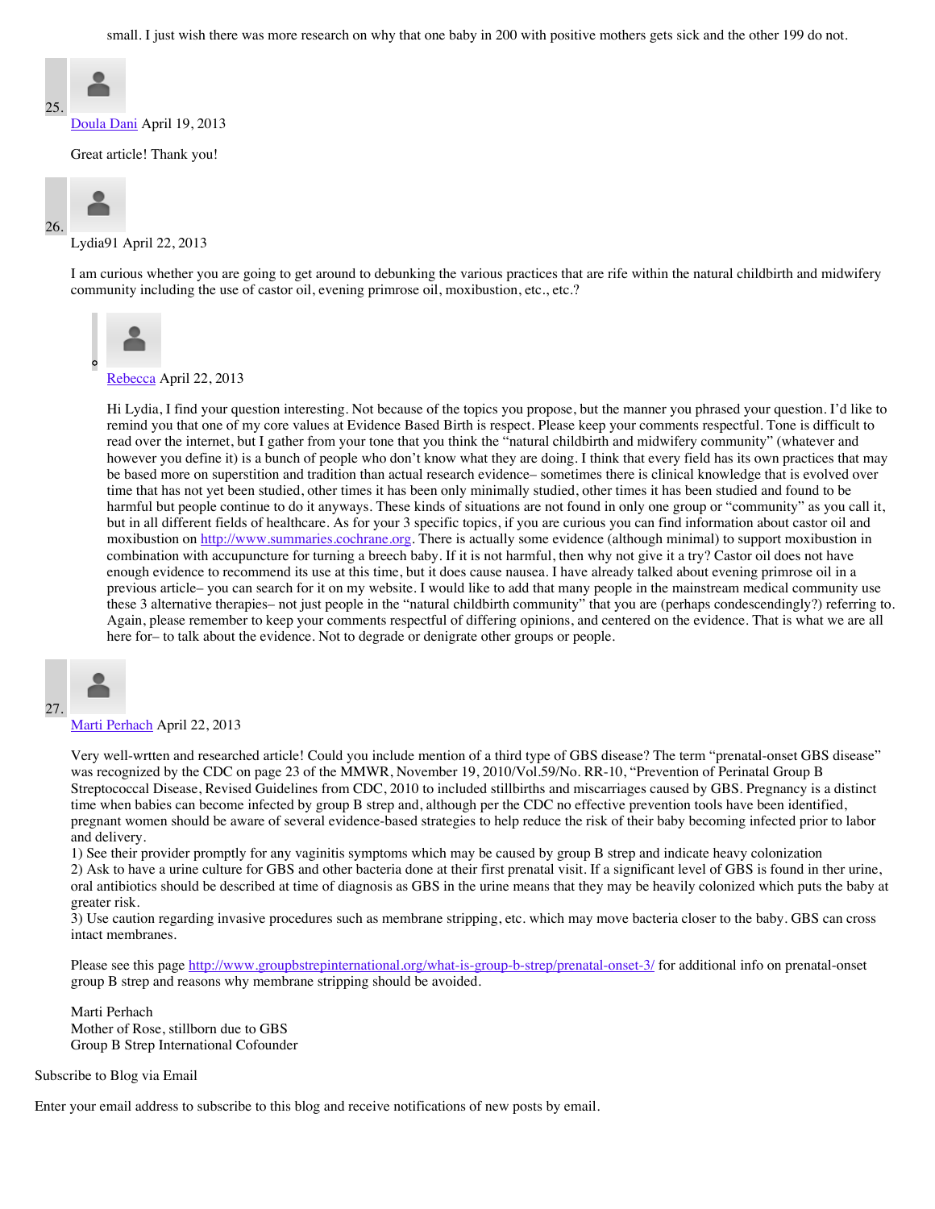small. I just wish there was more research on why that one baby in 200 with positive mothers gets sick and the other 199 do not.

25. [Doula Dani](#) April 19, 2013

Great article! Thank you!

26. Lydia91 April 22, 2013

I am curious whether you are going to get around to debunking the various practices that are rife within the natural childbirth and midwifery community including the use of castor oil, evening primrose oil, moxibustion, etc., etc.?

- [Rebecca](#) April 22, 2013

  Hi Lydia, I find your question interesting. Not because of the topics you propose, but the manner you phrased your question. I'd like to remind you that one of my core values at Evidence Based Birth is respect. Please keep your comments respectful. Tone is difficult to read over the internet, but I gather from your tone that you think the "natural childbirth and midwifery community" (whatever and however you define it) is a bunch of people who don't know what they are doing. I think that every field has its own practices that may be based more on superstition and tradition than actual research evidence– sometimes there is clinical knowledge that is evolved over time that has not yet been studied, other times it has been only minimally studied, other times it has been studied and found to be harmful but people continue to do it anyways. These kinds of situations are not found in only one group or "community" as you call it, but in all different fields of healthcare. As for your 3 specific topics, if you are curious you can find information about castor oil and moxibustion on http://www.summaries.cochrane.org. There is actually some evidence (although minimal) to support moxibustion in combination with accupuncture for turning a breech baby. If it is not harmful, then why not give it a try? Castor oil does not have enough evidence to recommend its use at this time, but it does cause nausea. I have already talked about evening primrose oil in a previous article– you can search for it on my website. I would like to add that many people in the mainstream medical community use these 3 alternative therapies– not just people in the "natural childbirth community" that you are (perhaps condescendingly?) referring to. Again, please remember to keep your comments respectful of differing opinions, and centered on the evidence. That is what we are all here for– to talk about the evidence. Not to degrade or denigrate other groups or people.

27. [Marti Perhach](#) April 22, 2013

Very well-wrtten and researched article! Could you include mention of a third type of GBS disease? The term "prenatal-onset GBS disease" was recognized by the CDC on page 23 of the MMWR, November 19, 2010/Vol.59/No. RR-10, "Prevention of Perinatal Group B Streptococcal Disease, Revised Guidelines from CDC, 2010 to included stillbirths and miscarriages caused by GBS. Pregnancy is a distinct time when babies can become infected by group B strep and, although per the CDC no effective prevention tools have been identified, pregnant women should be aware of several evidence-based strategies to help reduce the risk of their baby becoming infected prior to labor and delivery.
1) See their provider promptly for any vaginitis symptoms which may be caused by group B strep and indicate heavy colonization
2) Ask to have a urine culture for GBS and other bacteria done at their first prenatal visit. If a significant level of GBS is found in ther urine, oral antibiotics should be described at time of diagnosis as GBS in the urine means that they may be heavily colonized which puts the baby at greater risk.
3) Use caution regarding invasive procedures such as membrane stripping, etc. which may move bacteria closer to the baby. GBS can cross intact membranes.

Please see this page http://www.groupbstrepinternational.org/what-is-group-b-strep/prenatal-onset-3/ for additional info on prenatal-onset group B strep and reasons why membrane stripping should be avoided.

Marti Perhach
Mother of Rose, stillborn due to GBS
Group B Strep International Cofounder

Subscribe to Blog via Email

Enter your email address to subscribe to this blog and receive notifications of new posts by email.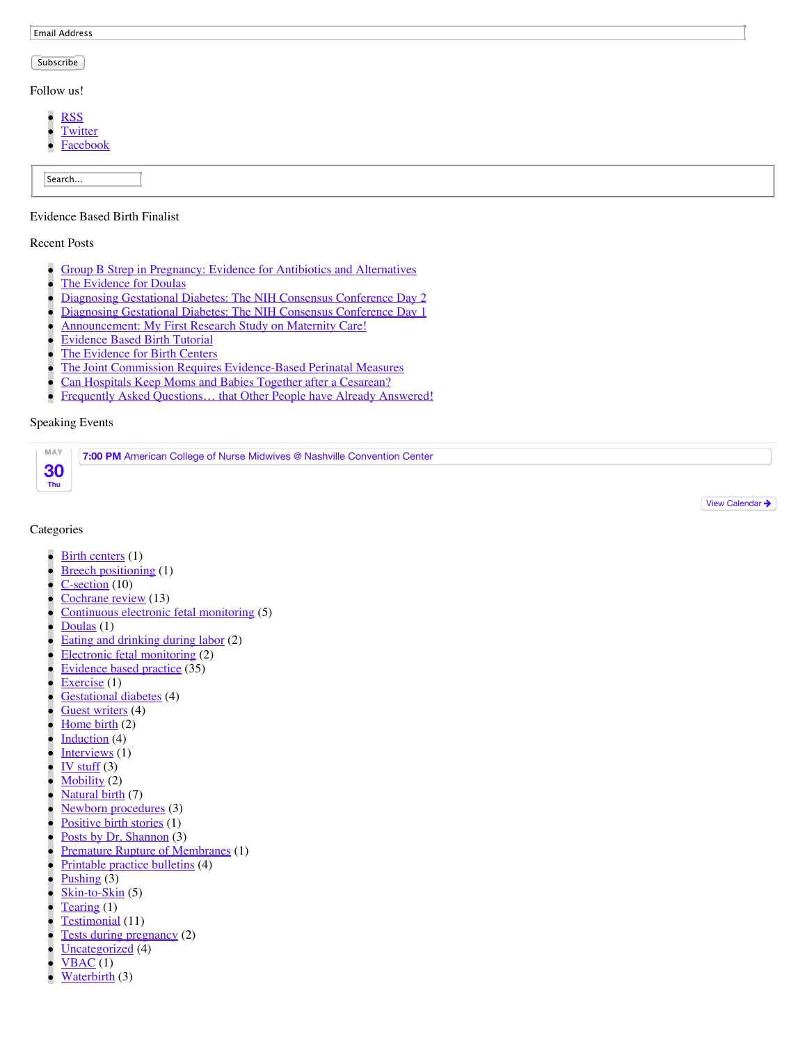Email Address

Subscribe

Follow us!

- RSS
- Twitter
- Facebook

Search...

Evidence Based Birth Finalist

Recent Posts

- Group B Strep in Pregnancy: Evidence for Antibiotics and Alternatives
- The Evidence for Doulas
- Diagnosing Gestational Diabetes: The NIH Consensus Conference Day 2
- Diagnosing Gestational Diabetes: The NIH Consensus Conference Day 1
- Announcement: My First Research Study on Maternity Care!
- Evidence Based Birth Tutorial
- The Evidence for Birth Centers
- The Joint Commission Requires Evidence-Based Perinatal Measures
- Can Hospitals Keep Moms and Babies Together after a Cesarean?
- Frequently Asked Questions… that Other People have Already Answered!

Speaking Events

MAY 30 Thu — **7:00 PM** American College of Nurse Midwives @ Nashville Convention Center

View Calendar

Categories

- Birth centers (1)
- Breech positioning (1)
- C-section (10)
- Cochrane review (13)
- Continuous electronic fetal monitoring (5)
- Doulas (1)
- Eating and drinking during labor (2)
- Electronic fetal monitoring (2)
- Evidence based practice (35)
- Exercise (1)
- Gestational diabetes (4)
- Guest writers (4)
- Home birth (2)
- Induction (4)
- Interviews (1)
- IV stuff (3)
- Mobility (2)
- Natural birth (7)
- Newborn procedures (3)
- Positive birth stories (1)
- Posts by Dr. Shannon (3)
- Premature Rupture of Membranes (1)
- Printable practice bulletins (4)
- Pushing (3)
- Skin-to-Skin (5)
- Tearing (1)
- Testimonial (11)
- Tests during pregnancy (2)
- Uncategorized (4)
- VBAC (1)
- Waterbirth (3)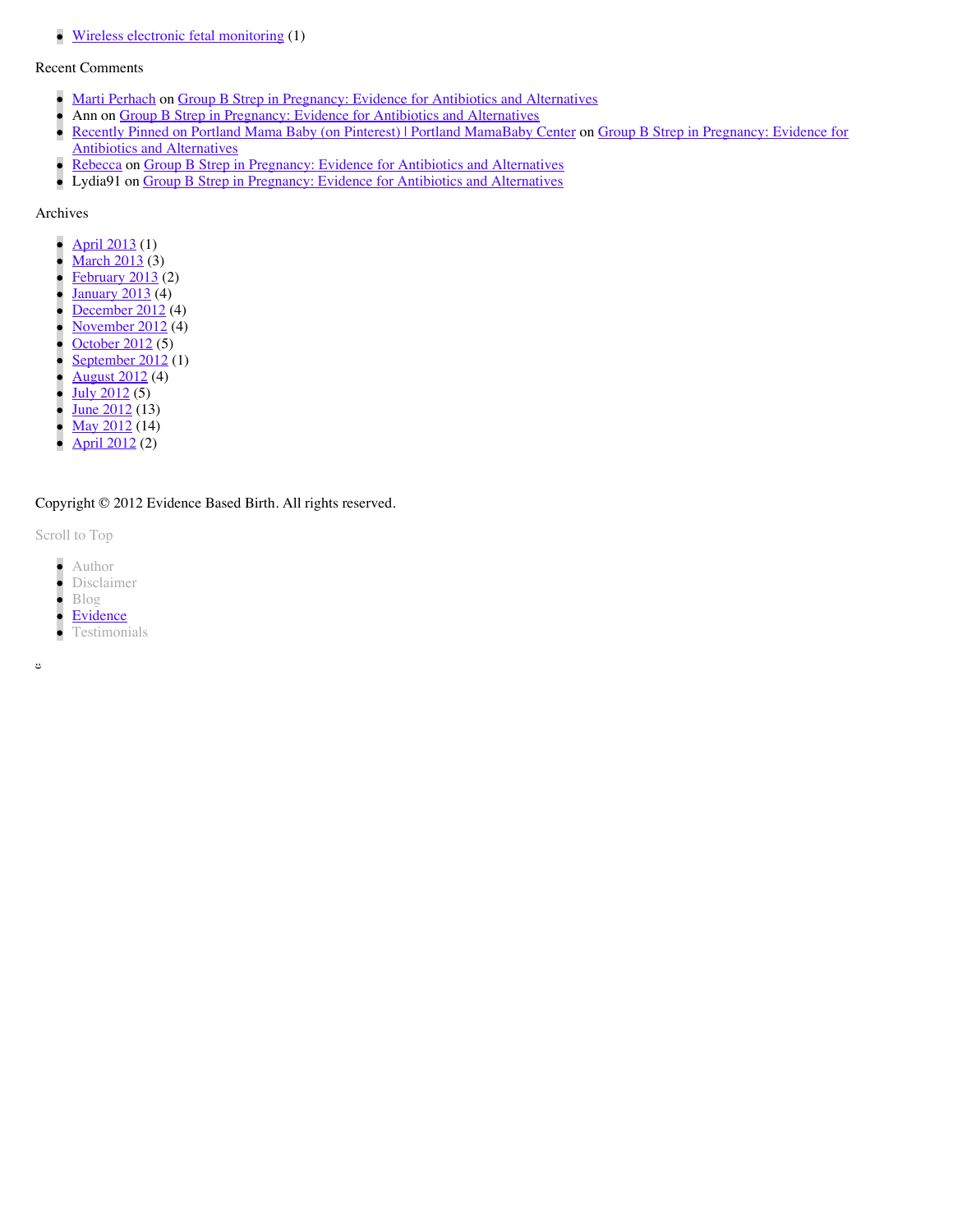- Wireless electronic fetal monitoring (1)

Recent Comments

- Marti Perhach on Group B Strep in Pregnancy: Evidence for Antibiotics and Alternatives
- Ann on Group B Strep in Pregnancy: Evidence for Antibiotics and Alternatives
- Recently Pinned on Portland Mama Baby (on Pinterest) | Portland MamaBaby Center on Group B Strep in Pregnancy: Evidence for Antibiotics and Alternatives
- Rebecca on Group B Strep in Pregnancy: Evidence for Antibiotics and Alternatives
- Lydia91 on Group B Strep in Pregnancy: Evidence for Antibiotics and Alternatives

Archives

- April 2013 (1)
- March 2013 (3)
- February 2013 (2)
- January 2013 (4)
- December 2012 (4)
- November 2012 (4)
- October 2012 (5)
- September 2012 (1)
- August 2012 (4)
- July 2012 (5)
- June 2012 (13)
- May 2012 (14)
- April 2012 (2)

Copyright © 2012 Evidence Based Birth. All rights reserved.

Scroll to Top

- Author
- Disclaimer
- Blog
- Evidence
- Testimonials